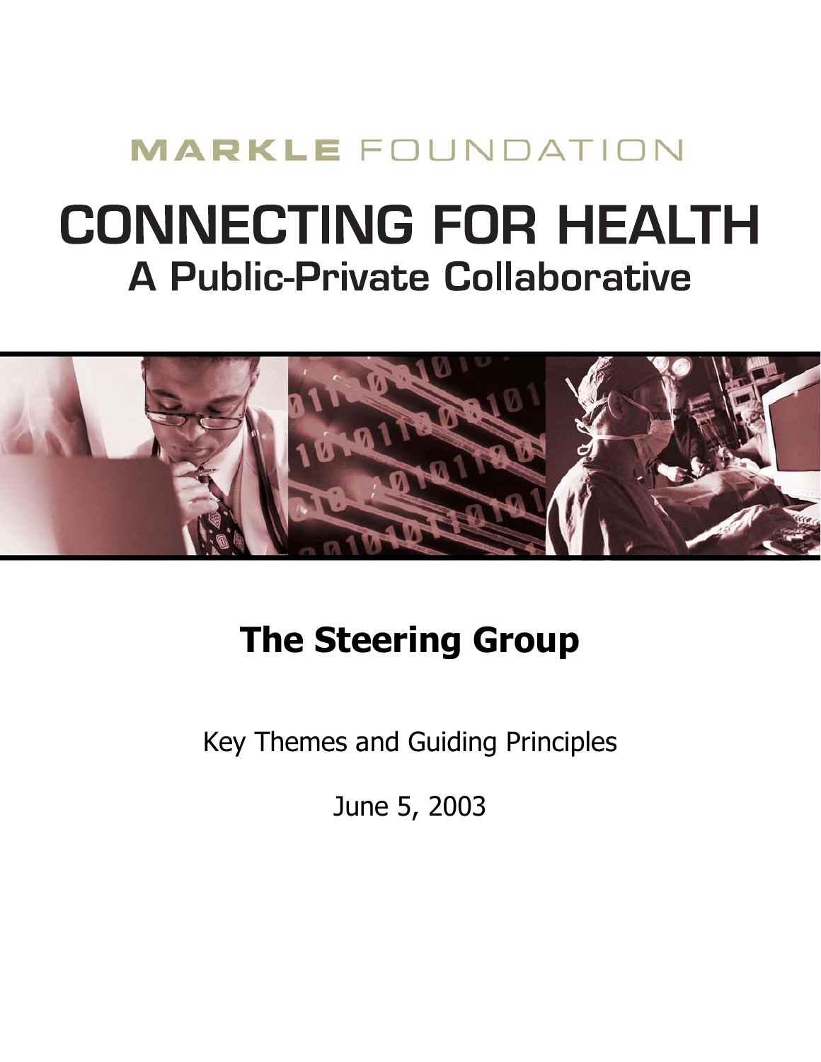MARKLE FOUNDATION

# CONNECTING FOR HEALTH

## A Public-Private Collaborative

## The Steering Group

Key Themes and Guiding Principles

June 5, 2003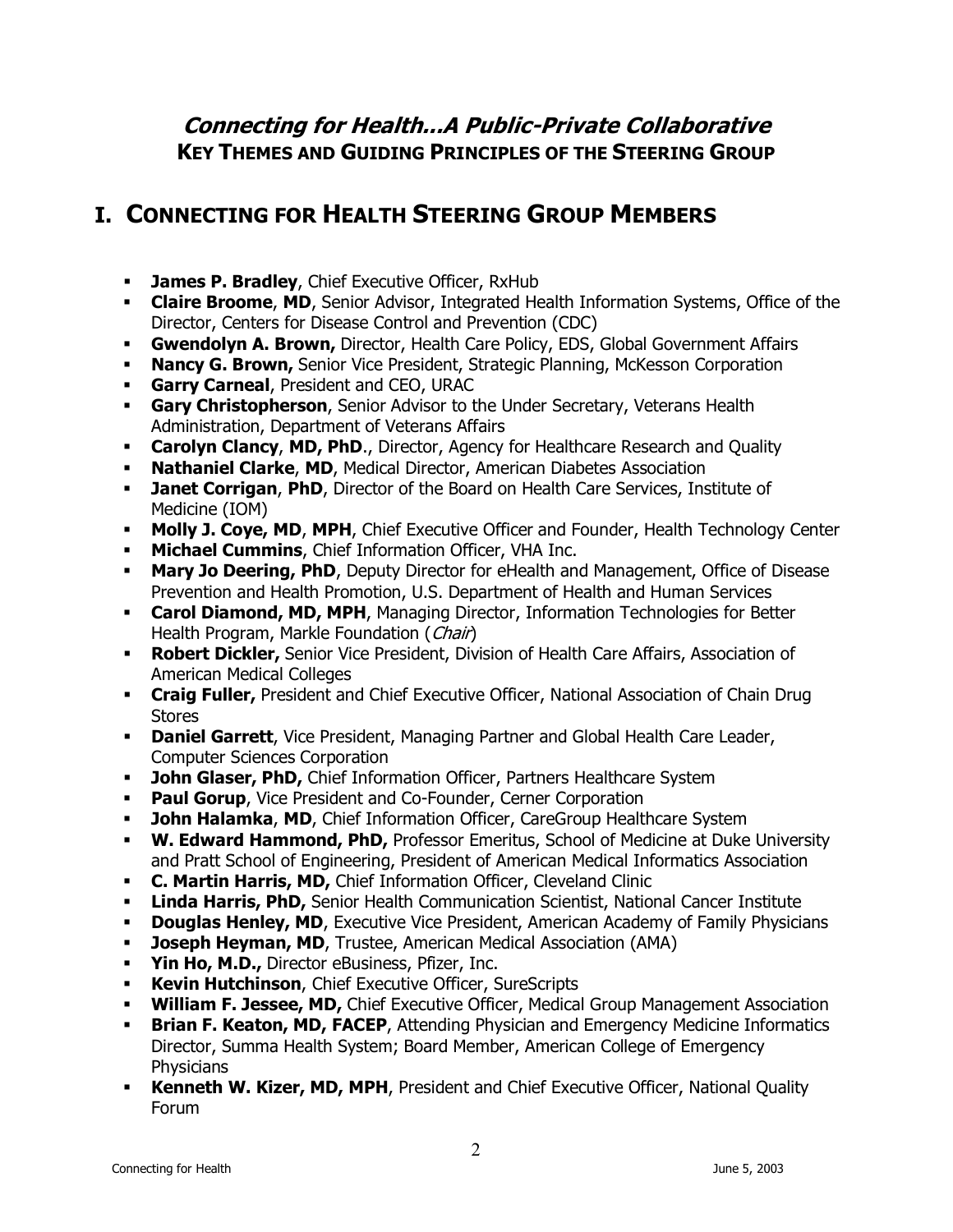## ***Connecting for Health…A Public-Private Collaborative***
### **KEY THEMES AND GUIDING PRINCIPLES OF THE STEERING GROUP**

# **I. CONNECTING FOR HEALTH STEERING GROUP MEMBERS**

- **James P. Bradley**, Chief Executive Officer, RxHub
- **Claire Broome**, **MD**, Senior Advisor, Integrated Health Information Systems, Office of the Director, Centers for Disease Control and Prevention (CDC)
- **Gwendolyn A. Brown,** Director, Health Care Policy, EDS, Global Government Affairs
- **Nancy G. Brown,** Senior Vice President, Strategic Planning, McKesson Corporation
- **Garry Carneal**, President and CEO, URAC
- **Gary Christopherson**, Senior Advisor to the Under Secretary, Veterans Health Administration, Department of Veterans Affairs
- **Carolyn Clancy**, **MD, PhD**., Director, Agency for Healthcare Research and Quality
- **Nathaniel Clarke**, **MD**, Medical Director, American Diabetes Association
- **Janet Corrigan**, **PhD**, Director of the Board on Health Care Services, Institute of Medicine (IOM)
- **Molly J. Coye, MD**, **MPH**, Chief Executive Officer and Founder, Health Technology Center
- **Michael Cummins**, Chief Information Officer, VHA Inc.
- **Mary Jo Deering, PhD**, Deputy Director for eHealth and Management, Office of Disease Prevention and Health Promotion, U.S. Department of Health and Human Services
- **Carol Diamond, MD, MPH**, Managing Director, Information Technologies for Better Health Program, Markle Foundation (*Chair*)
- **Robert Dickler,** Senior Vice President, Division of Health Care Affairs, Association of American Medical Colleges
- **Craig Fuller,** President and Chief Executive Officer, National Association of Chain Drug Stores
- **Daniel Garrett**, Vice President, Managing Partner and Global Health Care Leader, Computer Sciences Corporation
- **John Glaser, PhD,** Chief Information Officer, Partners Healthcare System
- **Paul Gorup**, Vice President and Co-Founder, Cerner Corporation
- **John Halamka**, **MD**, Chief Information Officer, CareGroup Healthcare System
- **W. Edward Hammond, PhD,** Professor Emeritus, School of Medicine at Duke University and Pratt School of Engineering, President of American Medical Informatics Association
- **C. Martin Harris, MD,** Chief Information Officer, Cleveland Clinic
- **Linda Harris, PhD,** Senior Health Communication Scientist, National Cancer Institute
- **Douglas Henley, MD**, Executive Vice President, American Academy of Family Physicians
- **Joseph Heyman, MD**, Trustee, American Medical Association (AMA)
- **Yin Ho, M.D.,** Director eBusiness, Pfizer, Inc.
- **Kevin Hutchinson**, Chief Executive Officer, SureScripts
- **William F. Jessee, MD,** Chief Executive Officer, Medical Group Management Association
- **Brian F. Keaton, MD, FACEP**, Attending Physician and Emergency Medicine Informatics Director, Summa Health System; Board Member, American College of Emergency Physicians
- **Kenneth W. Kizer, MD, MPH**, President and Chief Executive Officer, National Quality Forum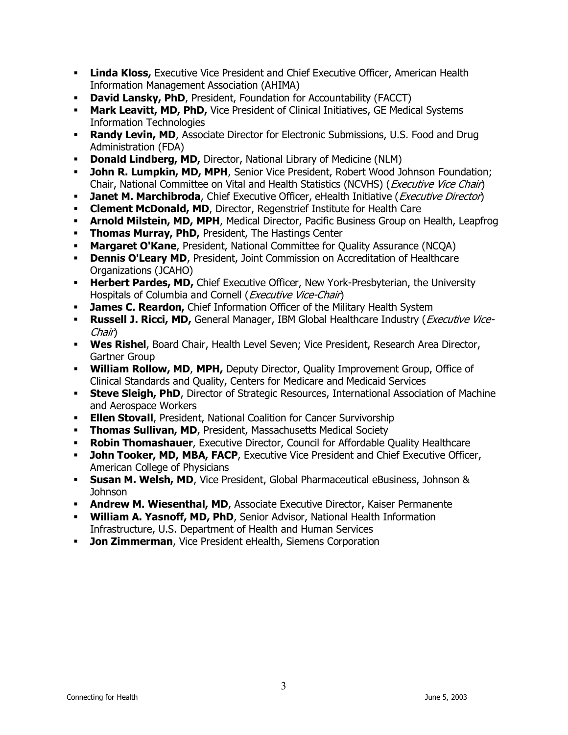- **Linda Kloss,** Executive Vice President and Chief Executive Officer, American Health Information Management Association (AHIMA)
- **David Lansky, PhD**, President, Foundation for Accountability (FACCT)
- **Mark Leavitt, MD, PhD,** Vice President of Clinical Initiatives, GE Medical Systems Information Technologies
- **Randy Levin, MD**, Associate Director for Electronic Submissions, U.S. Food and Drug Administration (FDA)
- **Donald Lindberg, MD,** Director, National Library of Medicine (NLM)
- **John R. Lumpkin, MD, MPH**, Senior Vice President, Robert Wood Johnson Foundation; Chair, National Committee on Vital and Health Statistics (NCVHS) (*Executive Vice Chair*)
- **Janet M. Marchibroda**, Chief Executive Officer, eHealth Initiative (*Executive Director*)
- **Clement McDonald, MD**, Director, Regenstrief Institute for Health Care
- **Arnold Milstein, MD, MPH**, Medical Director, Pacific Business Group on Health, Leapfrog
- **Thomas Murray, PhD,** President, The Hastings Center
- **Margaret O'Kane**, President, National Committee for Quality Assurance (NCQA)
- **Dennis O'Leary MD**, President, Joint Commission on Accreditation of Healthcare Organizations (JCAHO)
- **Herbert Pardes, MD,** Chief Executive Officer, New York-Presbyterian, the University Hospitals of Columbia and Cornell (*Executive Vice-Chair*)
- **James C. Reardon,** Chief Information Officer of the Military Health System
- **Russell J. Ricci, MD,** General Manager, IBM Global Healthcare Industry (*Executive Vice-Chair*)
- **Wes Rishel**, Board Chair, Health Level Seven; Vice President, Research Area Director, Gartner Group
- **William Rollow, MD**, **MPH,** Deputy Director, Quality Improvement Group, Office of Clinical Standards and Quality, Centers for Medicare and Medicaid Services
- **Steve Sleigh, PhD**, Director of Strategic Resources, International Association of Machine and Aerospace Workers
- **Ellen Stovall**, President, National Coalition for Cancer Survivorship
- **Thomas Sullivan, MD**, President, Massachusetts Medical Society
- **Robin Thomashauer**, Executive Director, Council for Affordable Quality Healthcare
- **John Tooker, MD, MBA, FACP**, Executive Vice President and Chief Executive Officer, American College of Physicians
- **Susan M. Welsh, MD**, Vice President, Global Pharmaceutical eBusiness, Johnson & Johnson
- **Andrew M. Wiesenthal, MD**, Associate Executive Director, Kaiser Permanente
- **William A. Yasnoff, MD, PhD**, Senior Advisor, National Health Information Infrastructure, U.S. Department of Health and Human Services
- **Jon Zimmerman**, Vice President eHealth, Siemens Corporation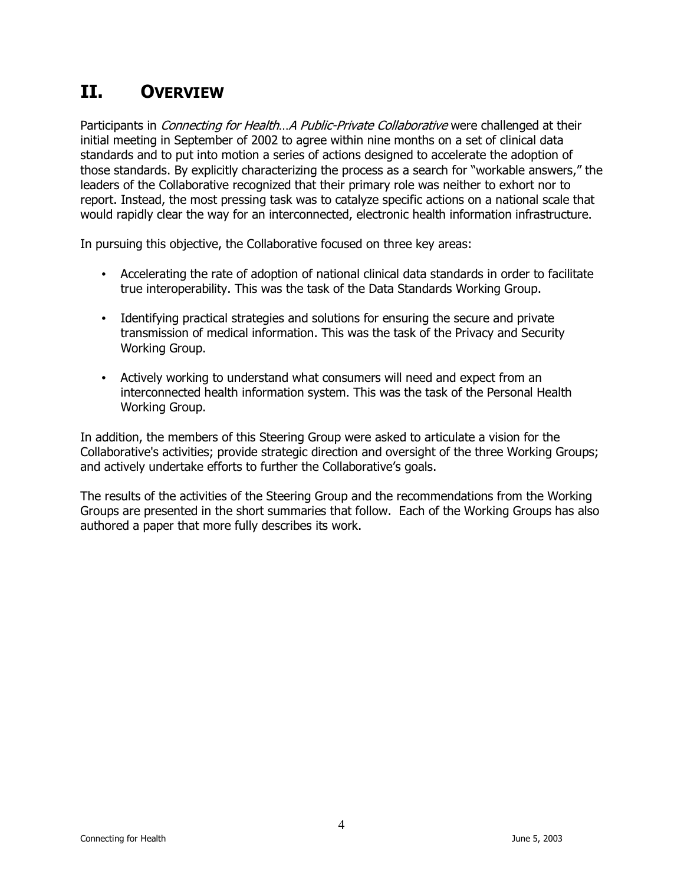# II. OVERVIEW

Participants in *Connecting for Health…A Public-Private Collaborative* were challenged at their initial meeting in September of 2002 to agree within nine months on a set of clinical data standards and to put into motion a series of actions designed to accelerate the adoption of those standards. By explicitly characterizing the process as a search for "workable answers," the leaders of the Collaborative recognized that their primary role was neither to exhort nor to report. Instead, the most pressing task was to catalyze specific actions on a national scale that would rapidly clear the way for an interconnected, electronic health information infrastructure.

In pursuing this objective, the Collaborative focused on three key areas:

- Accelerating the rate of adoption of national clinical data standards in order to facilitate true interoperability. This was the task of the Data Standards Working Group.
- Identifying practical strategies and solutions for ensuring the secure and private transmission of medical information. This was the task of the Privacy and Security Working Group.
- Actively working to understand what consumers will need and expect from an interconnected health information system. This was the task of the Personal Health Working Group.

In addition, the members of this Steering Group were asked to articulate a vision for the Collaborative's activities; provide strategic direction and oversight of the three Working Groups; and actively undertake efforts to further the Collaborative's goals.

The results of the activities of the Steering Group and the recommendations from the Working Groups are presented in the short summaries that follow. Each of the Working Groups has also authored a paper that more fully describes its work.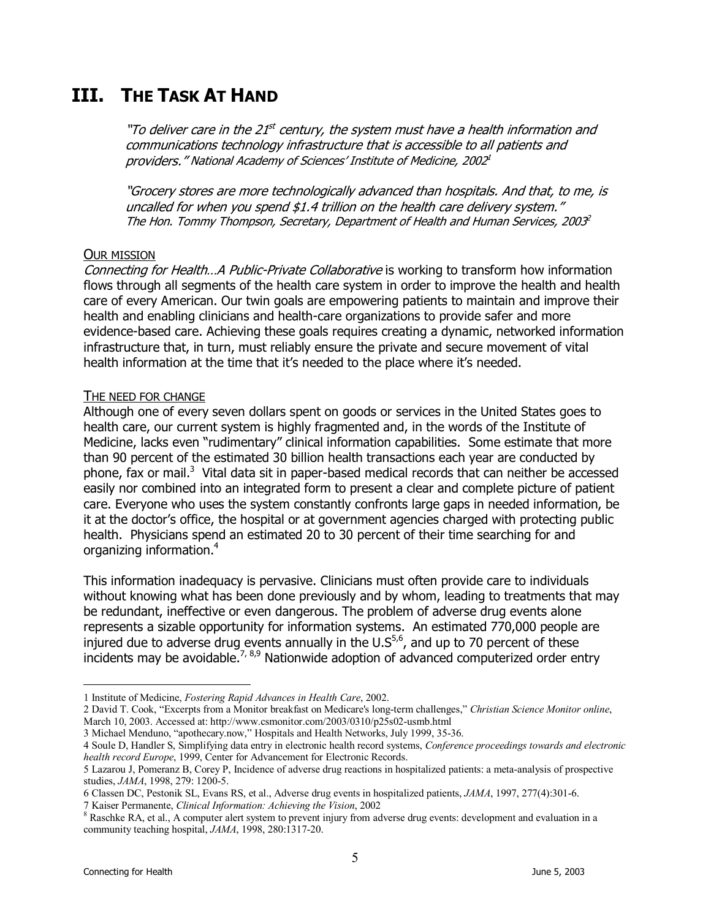# III. THE TASK AT HAND

*"To deliver care in the 21st century, the system must have a health information and communications technology infrastructure that is accessible to all patients and providers."* National Academy of Sciences' Institute of Medicine, 2002[1]

*"Grocery stores are more technologically advanced than hospitals. And that, to me, is uncalled for when you spend $1.4 trillion on the health care delivery system."* The Hon. Tommy Thompson, Secretary, Department of Health and Human Services, 2003[2]

## OUR MISSION

*Connecting for Health…A Public-Private Collaborative* is working to transform how information flows through all segments of the health care system in order to improve the health and health care of every American. Our twin goals are empowering patients to maintain and improve their health and enabling clinicians and health-care organizations to provide safer and more evidence-based care. Achieving these goals requires creating a dynamic, networked information infrastructure that, in turn, must reliably ensure the private and secure movement of vital health information at the time that it's needed to the place where it's needed.

## THE NEED FOR CHANGE

Although one of every seven dollars spent on goods or services in the United States goes to health care, our current system is highly fragmented and, in the words of the Institute of Medicine, lacks even "rudimentary" clinical information capabilities. Some estimate that more than 90 percent of the estimated 30 billion health transactions each year are conducted by phone, fax or mail.[3] Vital data sit in paper-based medical records that can neither be accessed easily nor combined into an integrated form to present a clear and complete picture of patient care. Everyone who uses the system constantly confronts large gaps in needed information, be it at the doctor's office, the hospital or at government agencies charged with protecting public health. Physicians spend an estimated 20 to 30 percent of their time searching for and organizing information.[4]

This information inadequacy is pervasive. Clinicians must often provide care to individuals without knowing what has been done previously and by whom, leading to treatments that may be redundant, ineffective or even dangerous. The problem of adverse drug events alone represents a sizable opportunity for information systems. An estimated 770,000 people are injured due to adverse drug events annually in the U.S[5,6], and up to 70 percent of these incidents may be avoidable.[7,8,9] Nationwide adoption of advanced computerized order entry

---

1 Institute of Medicine, *Fostering Rapid Advances in Health Care*, 2002.

2 David T. Cook, "Excerpts from a Monitor breakfast on Medicare's long-term challenges," *Christian Science Monitor online*, March 10, 2003. Accessed at: http://www.csmonitor.com/2003/0310/p25s02-usmb.html

3 Michael Menduno, "apothecary.now," Hospitals and Health Networks, July 1999, 35-36.

4 Soule D, Handler S, Simplifying data entry in electronic health record systems, *Conference proceedings towards and electronic health record Europe*, 1999, Center for Advancement for Electronic Records.

5 Lazarou J, Pomeranz B, Corey P, Incidence of adverse drug reactions in hospitalized patients: a meta-analysis of prospective studies, *JAMA*, 1998, 279: 1200-5.

6 Classen DC, Pestonik SL, Evans RS, et al., Adverse drug events in hospitalized patients, *JAMA*, 1997, 277(4):301-6.

7 Kaiser Permanente, *Clinical Information: Achieving the Vision*, 2002

8 Raschke RA, et al., A computer alert system to prevent injury from adverse drug events: development and evaluation in a community teaching hospital, *JAMA*, 1998, 280:1317-20.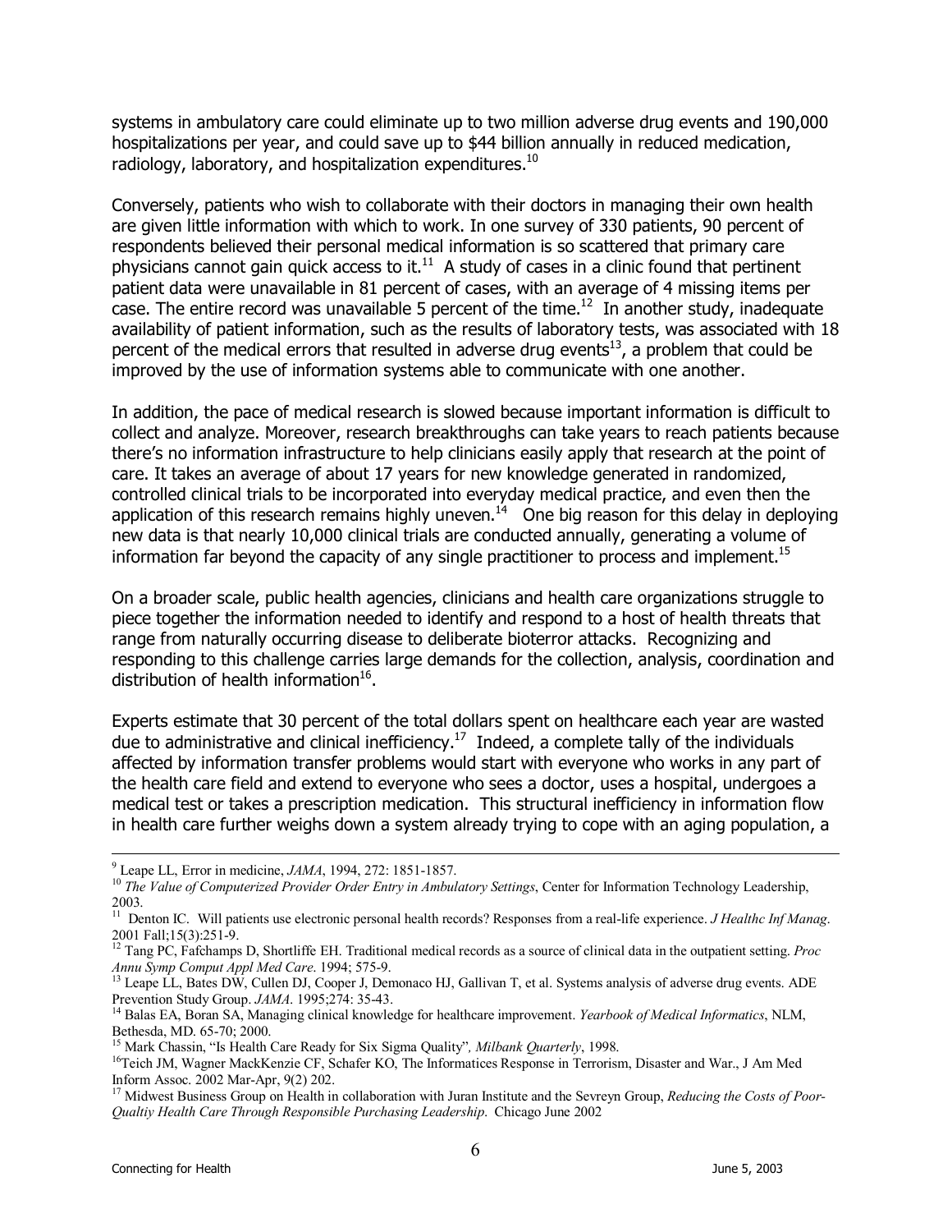systems in ambulatory care could eliminate up to two million adverse drug events and 190,000 hospitalizations per year, and could save up to $44 billion annually in reduced medication, radiology, laboratory, and hospitalization expenditures.[10]

Conversely, patients who wish to collaborate with their doctors in managing their own health are given little information with which to work. In one survey of 330 patients, 90 percent of respondents believed their personal medical information is so scattered that primary care physicians cannot gain quick access to it.[11] A study of cases in a clinic found that pertinent patient data were unavailable in 81 percent of cases, with an average of 4 missing items per case. The entire record was unavailable 5 percent of the time.[12] In another study, inadequate availability of patient information, such as the results of laboratory tests, was associated with 18 percent of the medical errors that resulted in adverse drug events[13], a problem that could be improved by the use of information systems able to communicate with one another.

In addition, the pace of medical research is slowed because important information is difficult to collect and analyze. Moreover, research breakthroughs can take years to reach patients because there's no information infrastructure to help clinicians easily apply that research at the point of care. It takes an average of about 17 years for new knowledge generated in randomized, controlled clinical trials to be incorporated into everyday medical practice, and even then the application of this research remains highly uneven.[14] One big reason for this delay in deploying new data is that nearly 10,000 clinical trials are conducted annually, generating a volume of information far beyond the capacity of any single practitioner to process and implement.[15]

On a broader scale, public health agencies, clinicians and health care organizations struggle to piece together the information needed to identify and respond to a host of health threats that range from naturally occurring disease to deliberate bioterror attacks. Recognizing and responding to this challenge carries large demands for the collection, analysis, coordination and distribution of health information[16].

Experts estimate that 30 percent of the total dollars spent on healthcare each year are wasted due to administrative and clinical inefficiency.[17] Indeed, a complete tally of the individuals affected by information transfer problems would start with everyone who works in any part of the health care field and extend to everyone who sees a doctor, uses a hospital, undergoes a medical test or takes a prescription medication. This structural inefficiency in information flow in health care further weighs down a system already trying to cope with an aging population, a

---

[9] Leape LL, Error in medicine, *JAMA*, 1994, 272: 1851-1857.

[10] *The Value of Computerized Provider Order Entry in Ambulatory Settings*, Center for Information Technology Leadership, 2003.

[11] Denton IC. Will patients use electronic personal health records? Responses from a real-life experience. *J Healthc Inf Manag*. 2001 Fall;15(3):251-9.

[12] Tang PC, Fafchamps D, Shortliffe EH. Traditional medical records as a source of clinical data in the outpatient setting. *Proc Annu Symp Comput Appl Med Care*. 1994; 575-9.

[13] Leape LL, Bates DW, Cullen DJ, Cooper J, Demonaco HJ, Gallivan T, et al. Systems analysis of adverse drug events. ADE Prevention Study Group. *JAMA*. 1995;274: 35-43.

[14] Balas EA, Boran SA, Managing clinical knowledge for healthcare improvement. *Yearbook of Medical Informatics*, NLM, Bethesda, MD. 65-70; 2000.

[15] Mark Chassin, "Is Health Care Ready for Six Sigma Quality"*, Milbank Quarterly*, 1998.

[16] Teich JM, Wagner MackKenzie CF, Schafer KO, The Informatices Response in Terrorism, Disaster and War., J Am Med Inform Assoc. 2002 Mar-Apr, 9(2) 202.

[17] Midwest Business Group on Health in collaboration with Juran Institute and the Sevreyn Group, *Reducing the Costs of Poor-Qualtiy Health Care Through Responsible Purchasing Leadership*. Chicago June 2002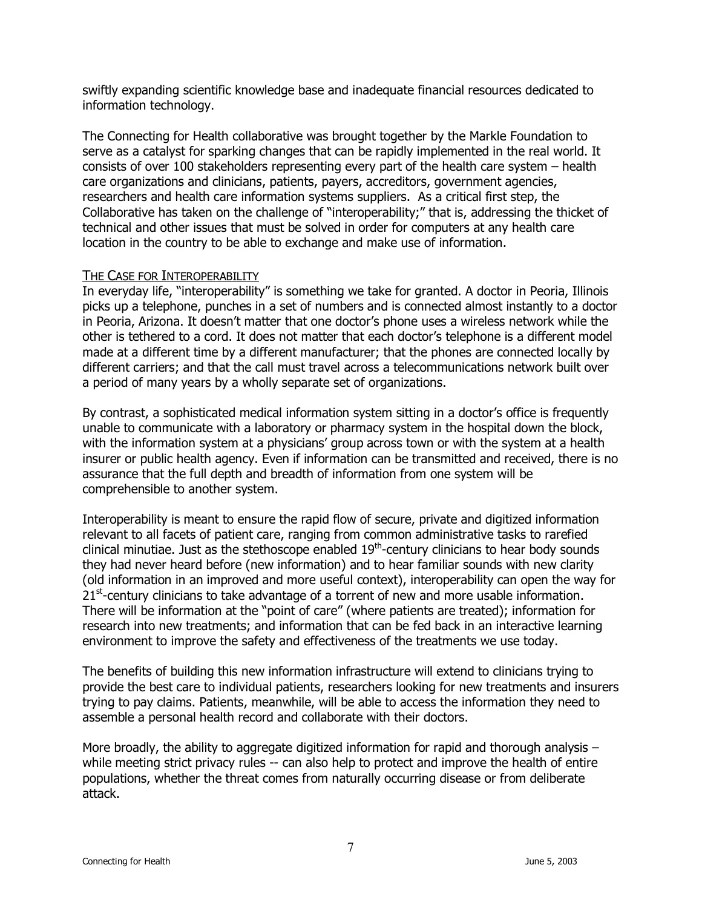swiftly expanding scientific knowledge base and inadequate financial resources dedicated to information technology.

The Connecting for Health collaborative was brought together by the Markle Foundation to serve as a catalyst for sparking changes that can be rapidly implemented in the real world. It consists of over 100 stakeholders representing every part of the health care system – health care organizations and clinicians, patients, payers, accreditors, government agencies, researchers and health care information systems suppliers. As a critical first step, the Collaborative has taken on the challenge of "interoperability;" that is, addressing the thicket of technical and other issues that must be solved in order for computers at any health care location in the country to be able to exchange and make use of information.

## THE CASE FOR INTEROPERABILITY

In everyday life, "interoperability" is something we take for granted. A doctor in Peoria, Illinois picks up a telephone, punches in a set of numbers and is connected almost instantly to a doctor in Peoria, Arizona. It doesn't matter that one doctor's phone uses a wireless network while the other is tethered to a cord. It does not matter that each doctor's telephone is a different model made at a different time by a different manufacturer; that the phones are connected locally by different carriers; and that the call must travel across a telecommunications network built over a period of many years by a wholly separate set of organizations.

By contrast, a sophisticated medical information system sitting in a doctor's office is frequently unable to communicate with a laboratory or pharmacy system in the hospital down the block, with the information system at a physicians' group across town or with the system at a health insurer or public health agency. Even if information can be transmitted and received, there is no assurance that the full depth and breadth of information from one system will be comprehensible to another system.

Interoperability is meant to ensure the rapid flow of secure, private and digitized information relevant to all facets of patient care, ranging from common administrative tasks to rarefied clinical minutiae. Just as the stethoscope enabled 19th-century clinicians to hear body sounds they had never heard before (new information) and to hear familiar sounds with new clarity (old information in an improved and more useful context), interoperability can open the way for 21st-century clinicians to take advantage of a torrent of new and more usable information. There will be information at the "point of care" (where patients are treated); information for research into new treatments; and information that can be fed back in an interactive learning environment to improve the safety and effectiveness of the treatments we use today.

The benefits of building this new information infrastructure will extend to clinicians trying to provide the best care to individual patients, researchers looking for new treatments and insurers trying to pay claims. Patients, meanwhile, will be able to access the information they need to assemble a personal health record and collaborate with their doctors.

More broadly, the ability to aggregate digitized information for rapid and thorough analysis – while meeting strict privacy rules -- can also help to protect and improve the health of entire populations, whether the threat comes from naturally occurring disease or from deliberate attack.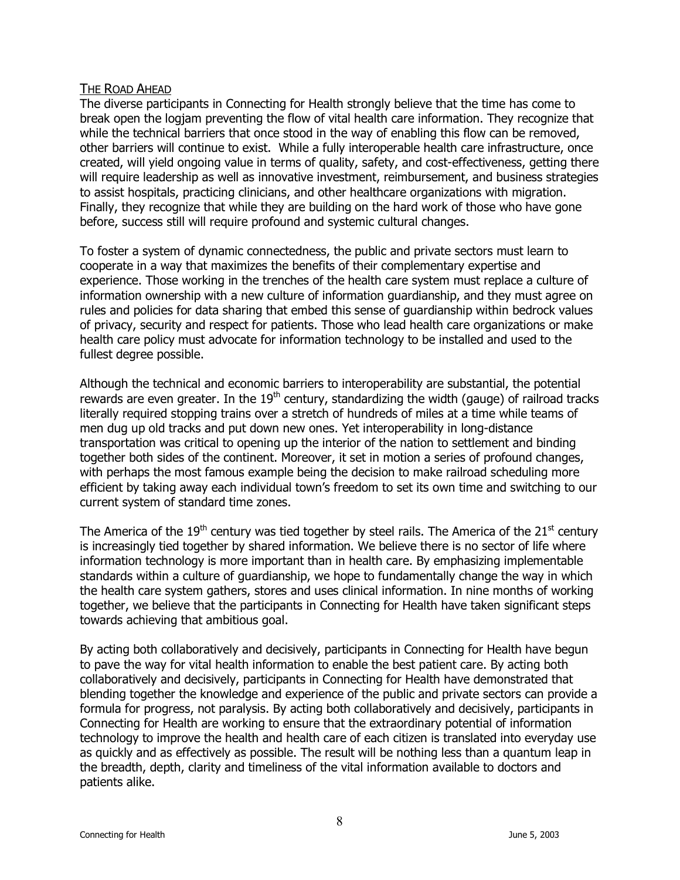## THE ROAD AHEAD

The diverse participants in Connecting for Health strongly believe that the time has come to break open the logjam preventing the flow of vital health care information. They recognize that while the technical barriers that once stood in the way of enabling this flow can be removed, other barriers will continue to exist. While a fully interoperable health care infrastructure, once created, will yield ongoing value in terms of quality, safety, and cost-effectiveness, getting there will require leadership as well as innovative investment, reimbursement, and business strategies to assist hospitals, practicing clinicians, and other healthcare organizations with migration. Finally, they recognize that while they are building on the hard work of those who have gone before, success still will require profound and systemic cultural changes.

To foster a system of dynamic connectedness, the public and private sectors must learn to cooperate in a way that maximizes the benefits of their complementary expertise and experience. Those working in the trenches of the health care system must replace a culture of information ownership with a new culture of information guardianship, and they must agree on rules and policies for data sharing that embed this sense of guardianship within bedrock values of privacy, security and respect for patients. Those who lead health care organizations or make health care policy must advocate for information technology to be installed and used to the fullest degree possible.

Although the technical and economic barriers to interoperability are substantial, the potential rewards are even greater. In the 19th century, standardizing the width (gauge) of railroad tracks literally required stopping trains over a stretch of hundreds of miles at a time while teams of men dug up old tracks and put down new ones. Yet interoperability in long-distance transportation was critical to opening up the interior of the nation to settlement and binding together both sides of the continent. Moreover, it set in motion a series of profound changes, with perhaps the most famous example being the decision to make railroad scheduling more efficient by taking away each individual town's freedom to set its own time and switching to our current system of standard time zones.

The America of the 19th century was tied together by steel rails. The America of the 21st century is increasingly tied together by shared information. We believe there is no sector of life where information technology is more important than in health care. By emphasizing implementable standards within a culture of guardianship, we hope to fundamentally change the way in which the health care system gathers, stores and uses clinical information. In nine months of working together, we believe that the participants in Connecting for Health have taken significant steps towards achieving that ambitious goal.

By acting both collaboratively and decisively, participants in Connecting for Health have begun to pave the way for vital health information to enable the best patient care. By acting both collaboratively and decisively, participants in Connecting for Health have demonstrated that blending together the knowledge and experience of the public and private sectors can provide a formula for progress, not paralysis. By acting both collaboratively and decisively, participants in Connecting for Health are working to ensure that the extraordinary potential of information technology to improve the health and health care of each citizen is translated into everyday use as quickly and as effectively as possible. The result will be nothing less than a quantum leap in the breadth, depth, clarity and timeliness of the vital information available to doctors and patients alike.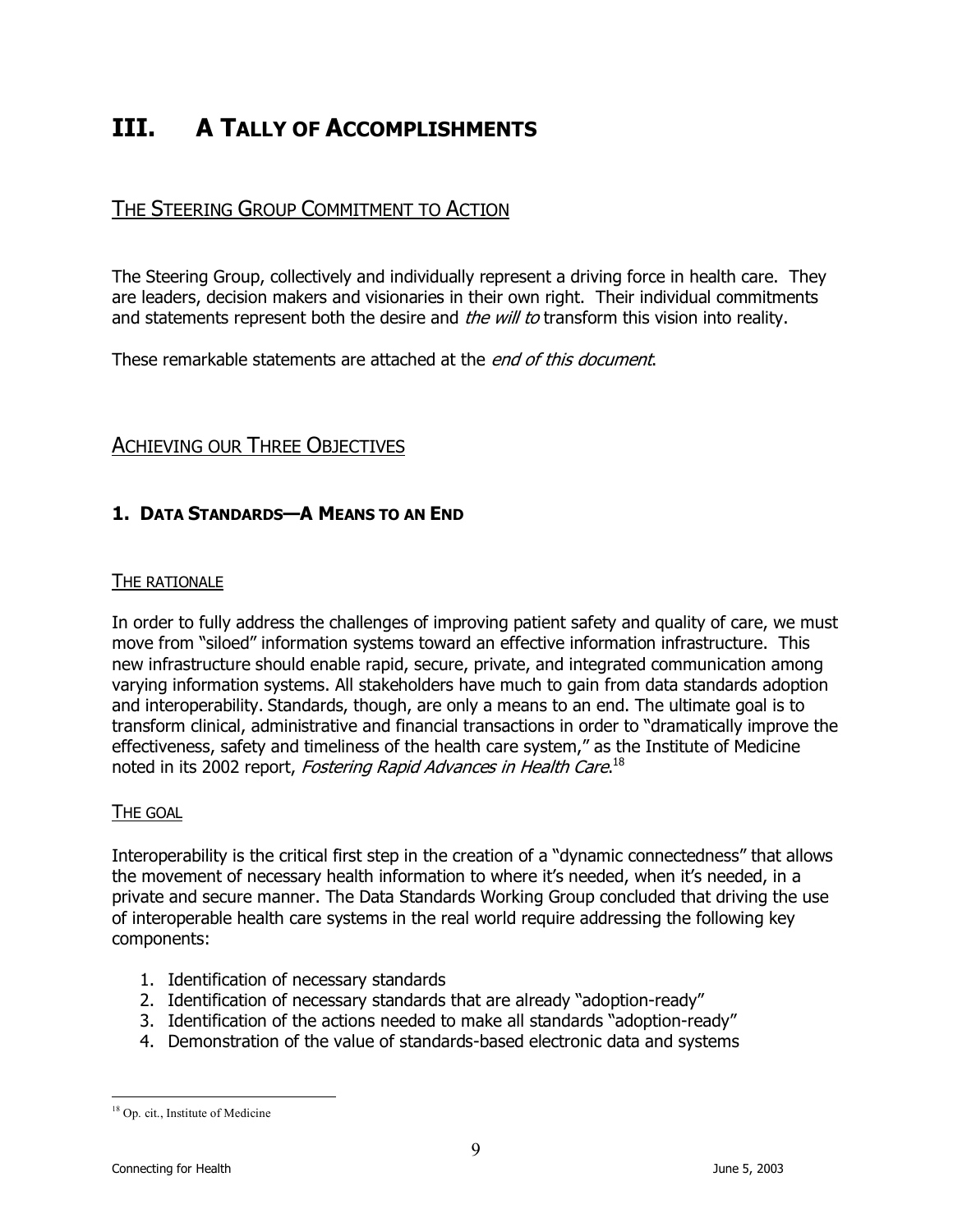# III. A Tally of Accomplishments

## The Steering Group Commitment to Action

The Steering Group, collectively and individually represent a driving force in health care. They are leaders, decision makers and visionaries in their own right. Their individual commitments and statements represent both the desire and *the will to* transform this vision into reality.

These remarkable statements are attached at the *end of this document*.

## Achieving our Three Objectives

### 1. Data Standards—A Means to an End

#### The rationale

In order to fully address the challenges of improving patient safety and quality of care, we must move from "siloed" information systems toward an effective information infrastructure. This new infrastructure should enable rapid, secure, private, and integrated communication among varying information systems. All stakeholders have much to gain from data standards adoption and interoperability. Standards, though, are only a means to an end. The ultimate goal is to transform clinical, administrative and financial transactions in order to "dramatically improve the effectiveness, safety and timeliness of the health care system," as the Institute of Medicine noted in its 2002 report, *Fostering Rapid Advances in Health Care*.[18]

#### The goal

Interoperability is the critical first step in the creation of a "dynamic connectedness" that allows the movement of necessary health information to where it's needed, when it's needed, in a private and secure manner. The Data Standards Working Group concluded that driving the use of interoperable health care systems in the real world require addressing the following key components:

1. Identification of necessary standards
2. Identification of necessary standards that are already "adoption-ready"
3. Identification of the actions needed to make all standards "adoption-ready"
4. Demonstration of the value of standards-based electronic data and systems

[18] Op. cit., Institute of Medicine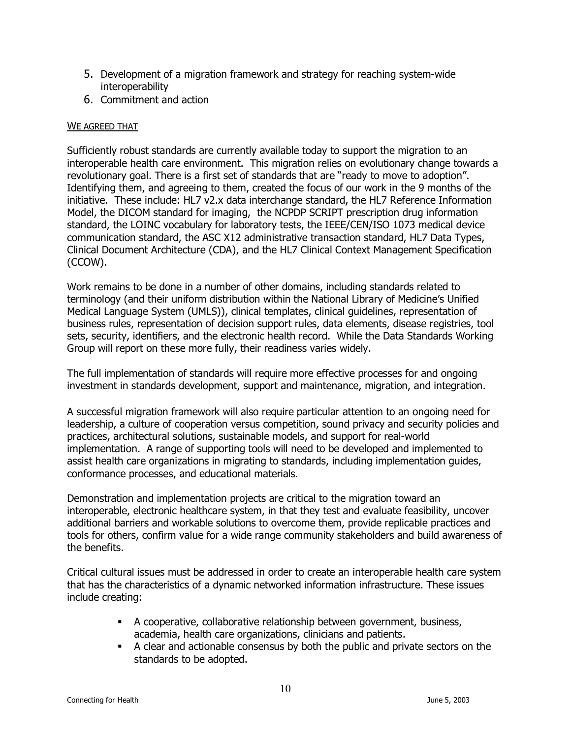5. Development of a migration framework and strategy for reaching system-wide interoperability
6. Commitment and action

<u>WE AGREED THAT</u>

Sufficiently robust standards are currently available today to support the migration to an interoperable health care environment. This migration relies on evolutionary change towards a revolutionary goal. There is a first set of standards that are "ready to move to adoption". Identifying them, and agreeing to them, created the focus of our work in the 9 months of the initiative. These include: HL7 v2.x data interchange standard, the HL7 Reference Information Model, the DICOM standard for imaging, the NCPDP SCRIPT prescription drug information standard, the LOINC vocabulary for laboratory tests, the IEEE/CEN/ISO 1073 medical device communication standard, the ASC X12 administrative transaction standard, HL7 Data Types, Clinical Document Architecture (CDA), and the HL7 Clinical Context Management Specification (CCOW).

Work remains to be done in a number of other domains, including standards related to terminology (and their uniform distribution within the National Library of Medicine's Unified Medical Language System (UMLS)), clinical templates, clinical guidelines, representation of business rules, representation of decision support rules, data elements, disease registries, tool sets, security, identifiers, and the electronic health record. While the Data Standards Working Group will report on these more fully, their readiness varies widely.

The full implementation of standards will require more effective processes for and ongoing investment in standards development, support and maintenance, migration, and integration.

A successful migration framework will also require particular attention to an ongoing need for leadership, a culture of cooperation versus competition, sound privacy and security policies and practices, architectural solutions, sustainable models, and support for real-world implementation. A range of supporting tools will need to be developed and implemented to assist health care organizations in migrating to standards, including implementation guides, conformance processes, and educational materials.

Demonstration and implementation projects are critical to the migration toward an interoperable, electronic healthcare system, in that they test and evaluate feasibility, uncover additional barriers and workable solutions to overcome them, provide replicable practices and tools for others, confirm value for a wide range community stakeholders and build awareness of the benefits.

Critical cultural issues must be addressed in order to create an interoperable health care system that has the characteristics of a dynamic networked information infrastructure. These issues include creating:

- A cooperative, collaborative relationship between government, business, academia, health care organizations, clinicians and patients.
- A clear and actionable consensus by both the public and private sectors on the standards to be adopted.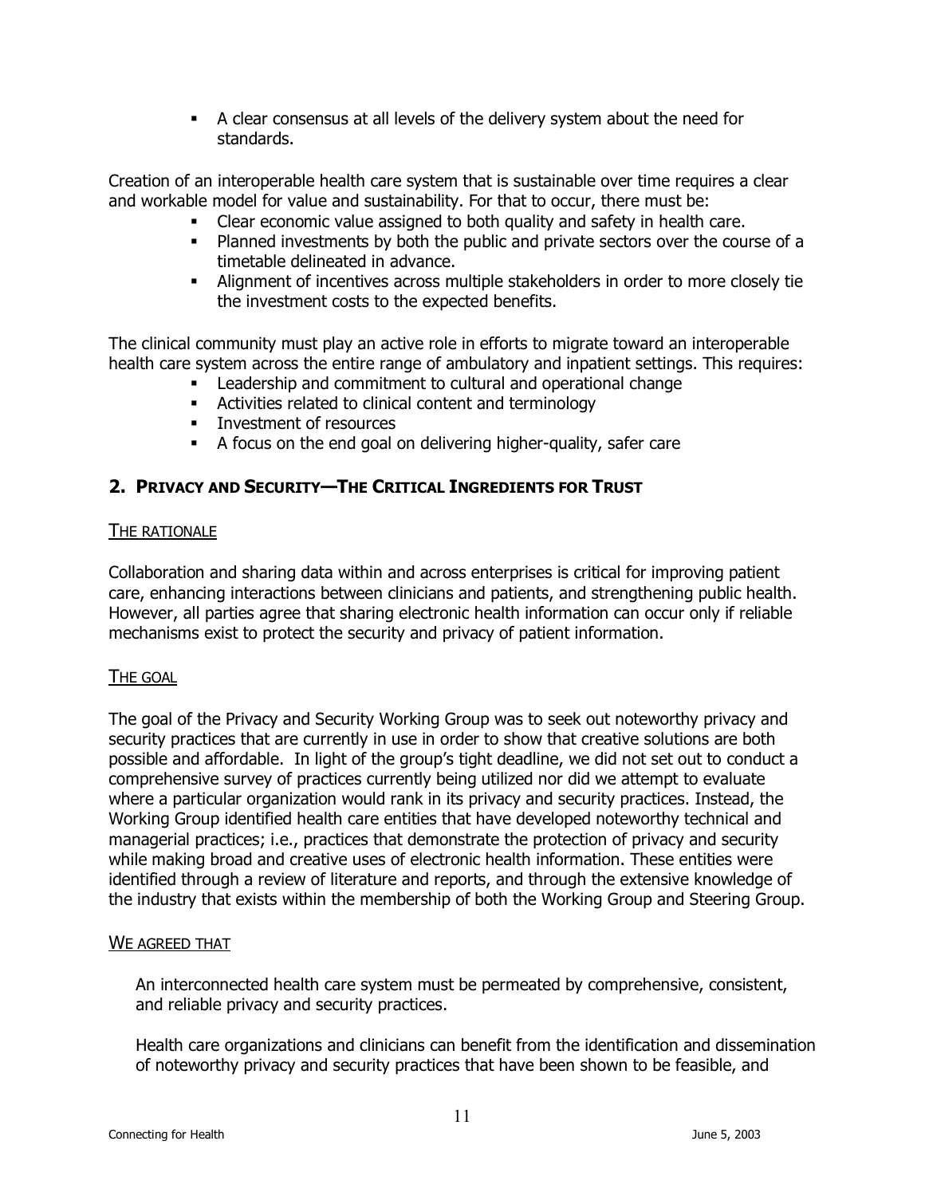- A clear consensus at all levels of the delivery system about the need for standards.

Creation of an interoperable health care system that is sustainable over time requires a clear and workable model for value and sustainability. For that to occur, there must be:

- Clear economic value assigned to both quality and safety in health care.
- Planned investments by both the public and private sectors over the course of a timetable delineated in advance.
- Alignment of incentives across multiple stakeholders in order to more closely tie the investment costs to the expected benefits.

The clinical community must play an active role in efforts to migrate toward an interoperable health care system across the entire range of ambulatory and inpatient settings. This requires:

- Leadership and commitment to cultural and operational change
- Activities related to clinical content and terminology
- Investment of resources
- A focus on the end goal on delivering higher-quality, safer care

## 2. Privacy and Security—The Critical Ingredients for Trust

### The rationale

Collaboration and sharing data within and across enterprises is critical for improving patient care, enhancing interactions between clinicians and patients, and strengthening public health. However, all parties agree that sharing electronic health information can occur only if reliable mechanisms exist to protect the security and privacy of patient information.

### The goal

The goal of the Privacy and Security Working Group was to seek out noteworthy privacy and security practices that are currently in use in order to show that creative solutions are both possible and affordable. In light of the group's tight deadline, we did not set out to conduct a comprehensive survey of practices currently being utilized nor did we attempt to evaluate where a particular organization would rank in its privacy and security practices. Instead, the Working Group identified health care entities that have developed noteworthy technical and managerial practices; i.e., practices that demonstrate the protection of privacy and security while making broad and creative uses of electronic health information. These entities were identified through a review of literature and reports, and through the extensive knowledge of the industry that exists within the membership of both the Working Group and Steering Group.

### We agreed that

An interconnected health care system must be permeated by comprehensive, consistent, and reliable privacy and security practices.

Health care organizations and clinicians can benefit from the identification and dissemination of noteworthy privacy and security practices that have been shown to be feasible, and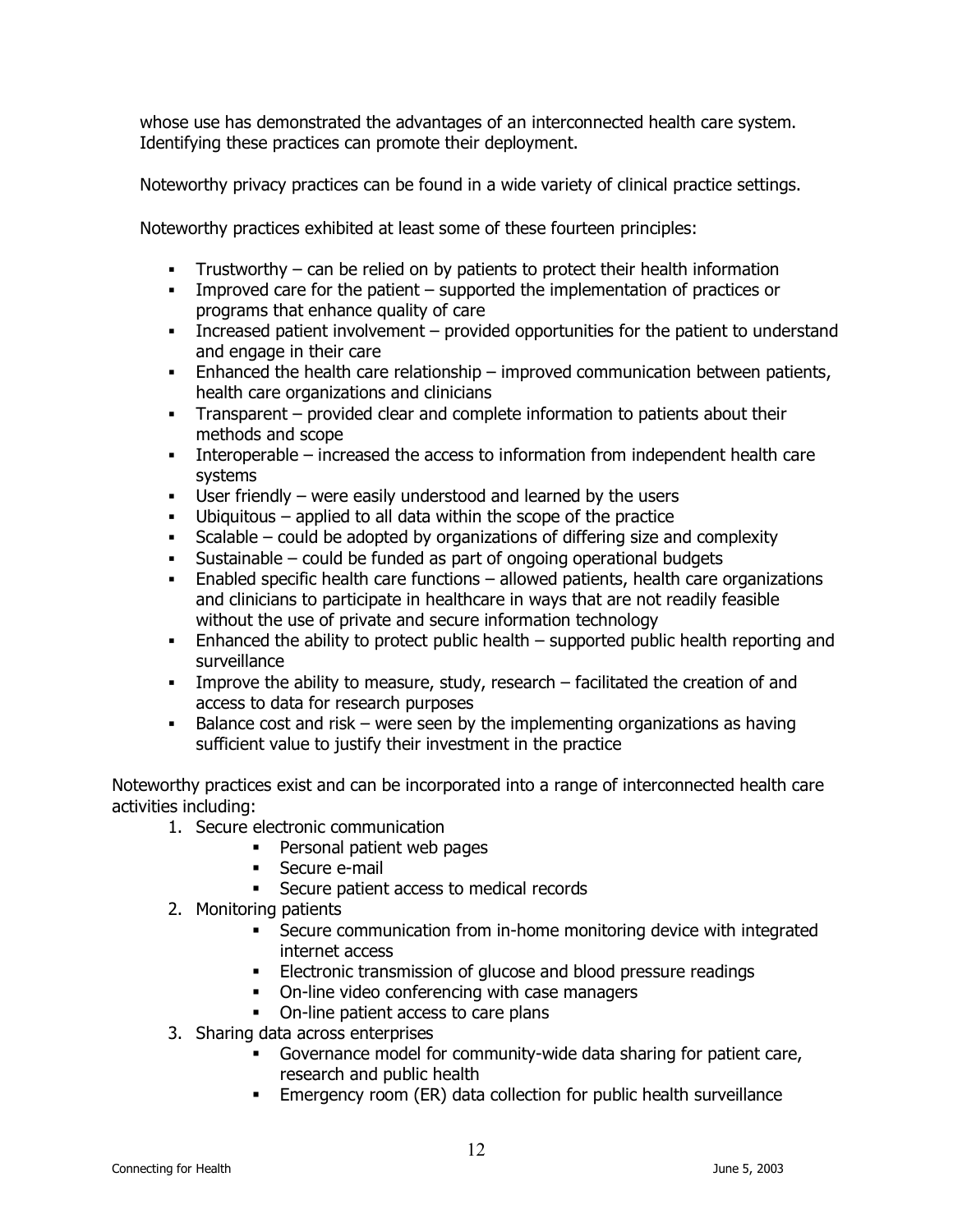whose use has demonstrated the advantages of an interconnected health care system. Identifying these practices can promote their deployment.

Noteworthy privacy practices can be found in a wide variety of clinical practice settings.

Noteworthy practices exhibited at least some of these fourteen principles:

- Trustworthy – can be relied on by patients to protect their health information
- Improved care for the patient – supported the implementation of practices or programs that enhance quality of care
- Increased patient involvement – provided opportunities for the patient to understand and engage in their care
- Enhanced the health care relationship – improved communication between patients, health care organizations and clinicians
- Transparent – provided clear and complete information to patients about their methods and scope
- Interoperable – increased the access to information from independent health care systems
- User friendly – were easily understood and learned by the users
- Ubiquitous – applied to all data within the scope of the practice
- Scalable – could be adopted by organizations of differing size and complexity
- Sustainable – could be funded as part of ongoing operational budgets
- Enabled specific health care functions – allowed patients, health care organizations and clinicians to participate in healthcare in ways that are not readily feasible without the use of private and secure information technology
- Enhanced the ability to protect public health – supported public health reporting and surveillance
- Improve the ability to measure, study, research – facilitated the creation of and access to data for research purposes
- Balance cost and risk – were seen by the implementing organizations as having sufficient value to justify their investment in the practice

Noteworthy practices exist and can be incorporated into a range of interconnected health care activities including:

1. Secure electronic communication
    - Personal patient web pages
    - Secure e-mail
    - Secure patient access to medical records
2. Monitoring patients
    - Secure communication from in-home monitoring device with integrated internet access
    - Electronic transmission of glucose and blood pressure readings
    - On-line video conferencing with case managers
    - On-line patient access to care plans
3. Sharing data across enterprises
    - Governance model for community-wide data sharing for patient care, research and public health
    - Emergency room (ER) data collection for public health surveillance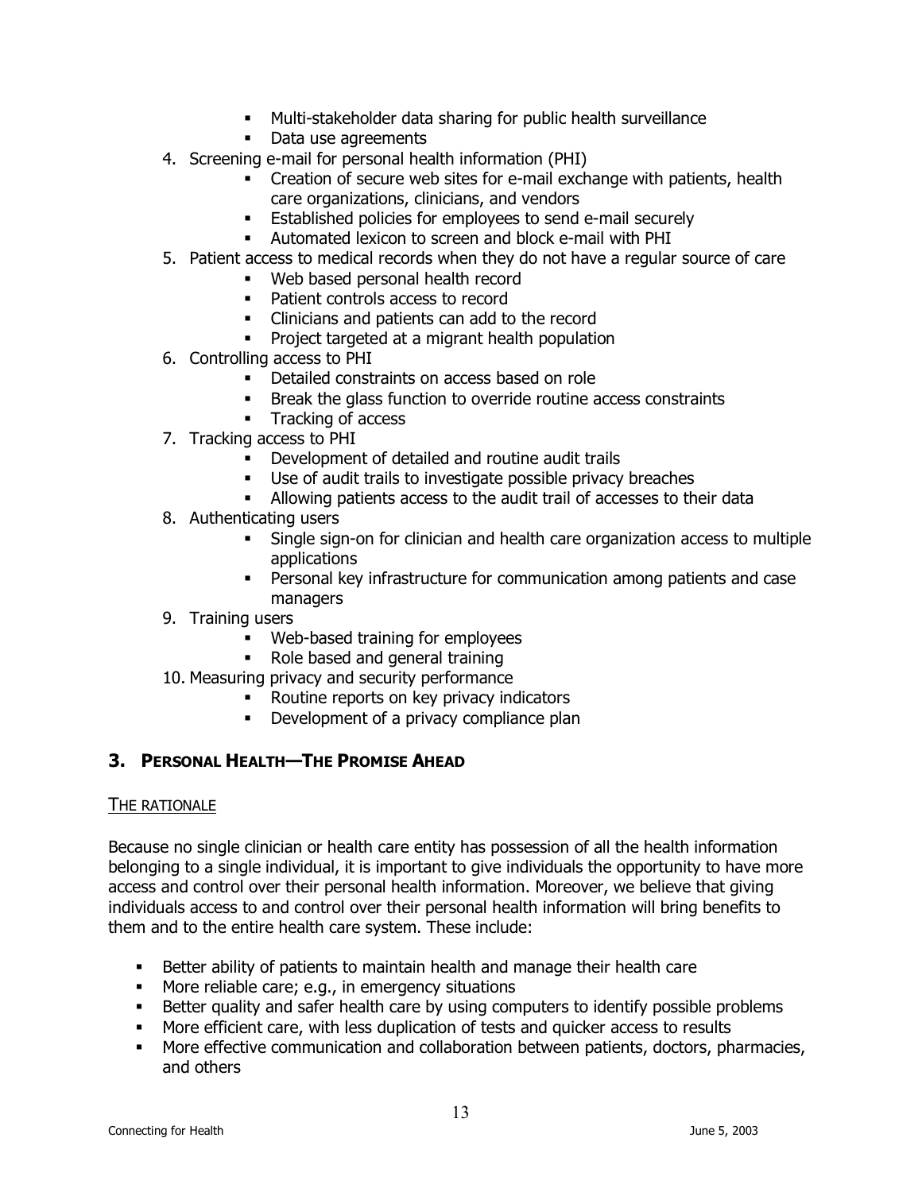- Multi-stakeholder data sharing for public health surveillance
- Data use agreements

4. Screening e-mail for personal health information (PHI)
   - Creation of secure web sites for e-mail exchange with patients, health care organizations, clinicians, and vendors
   - Established policies for employees to send e-mail securely
   - Automated lexicon to screen and block e-mail with PHI
5. Patient access to medical records when they do not have a regular source of care
   - Web based personal health record
   - Patient controls access to record
   - Clinicians and patients can add to the record
   - Project targeted at a migrant health population
6. Controlling access to PHI
   - Detailed constraints on access based on role
   - Break the glass function to override routine access constraints
   - Tracking of access
7. Tracking access to PHI
   - Development of detailed and routine audit trails
   - Use of audit trails to investigate possible privacy breaches
   - Allowing patients access to the audit trail of accesses to their data
8. Authenticating users
   - Single sign-on for clinician and health care organization access to multiple applications
   - Personal key infrastructure for communication among patients and case managers
9. Training users
   - Web-based training for employees
   - Role based and general training
10. Measuring privacy and security performance
    - Routine reports on key privacy indicators
    - Development of a privacy compliance plan

## 3. PERSONAL HEALTH—THE PROMISE AHEAD

THE RATIONALE

Because no single clinician or health care entity has possession of all the health information belonging to a single individual, it is important to give individuals the opportunity to have more access and control over their personal health information. Moreover, we believe that giving individuals access to and control over their personal health information will bring benefits to them and to the entire health care system. These include:

- Better ability of patients to maintain health and manage their health care
- More reliable care; e.g., in emergency situations
- Better quality and safer health care by using computers to identify possible problems
- More efficient care, with less duplication of tests and quicker access to results
- More effective communication and collaboration between patients, doctors, pharmacies, and others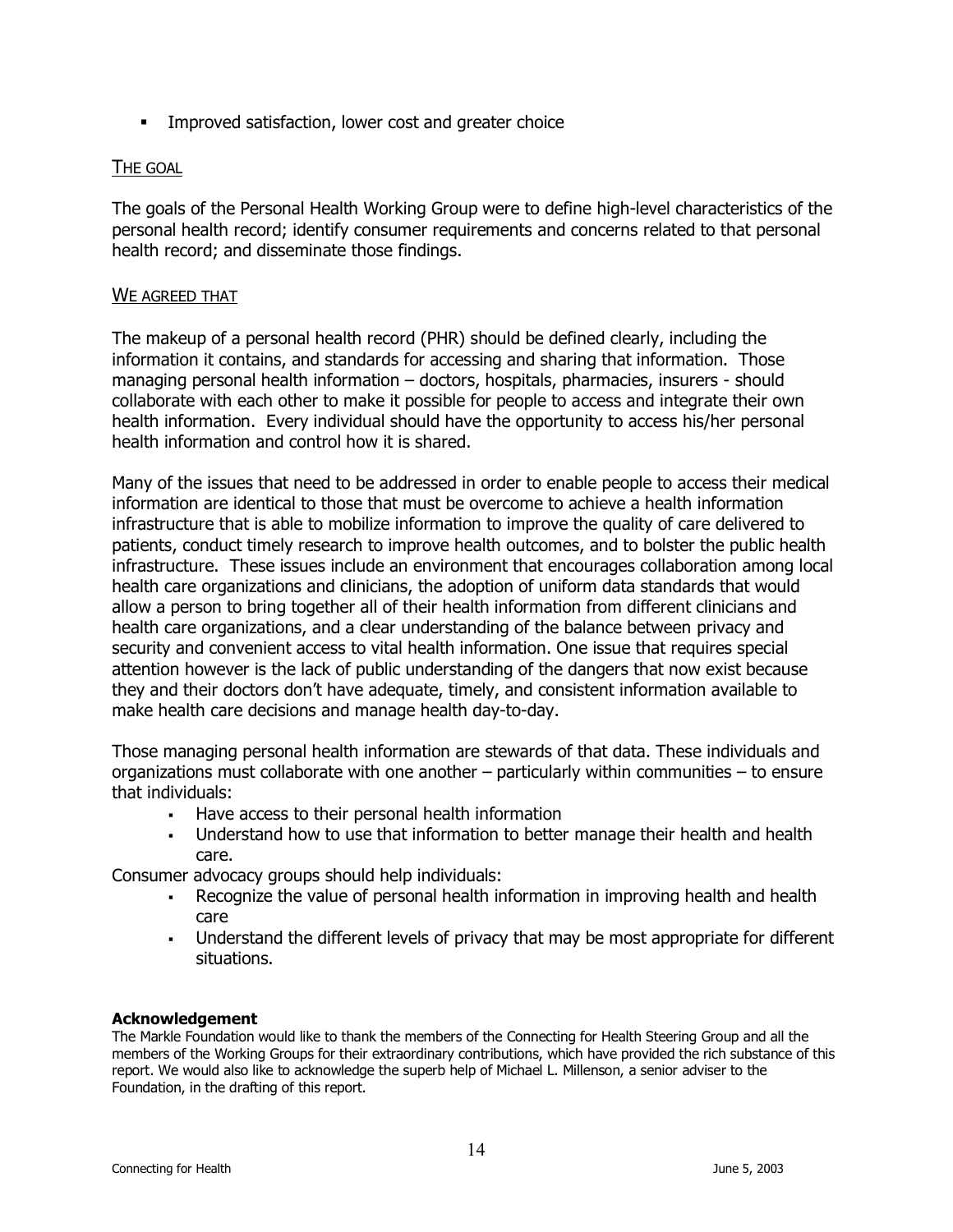- Improved satisfaction, lower cost and greater choice

THE GOAL

The goals of the Personal Health Working Group were to define high-level characteristics of the personal health record; identify consumer requirements and concerns related to that personal health record; and disseminate those findings.

WE AGREED THAT

The makeup of a personal health record (PHR) should be defined clearly, including the information it contains, and standards for accessing and sharing that information. Those managing personal health information – doctors, hospitals, pharmacies, insurers - should collaborate with each other to make it possible for people to access and integrate their own health information. Every individual should have the opportunity to access his/her personal health information and control how it is shared.

Many of the issues that need to be addressed in order to enable people to access their medical information are identical to those that must be overcome to achieve a health information infrastructure that is able to mobilize information to improve the quality of care delivered to patients, conduct timely research to improve health outcomes, and to bolster the public health infrastructure. These issues include an environment that encourages collaboration among local health care organizations and clinicians, the adoption of uniform data standards that would allow a person to bring together all of their health information from different clinicians and health care organizations, and a clear understanding of the balance between privacy and security and convenient access to vital health information. One issue that requires special attention however is the lack of public understanding of the dangers that now exist because they and their doctors don't have adequate, timely, and consistent information available to make health care decisions and manage health day-to-day.

Those managing personal health information are stewards of that data. These individuals and organizations must collaborate with one another – particularly within communities – to ensure that individuals:

- Have access to their personal health information
- Understand how to use that information to better manage their health and health care.

Consumer advocacy groups should help individuals:

- Recognize the value of personal health information in improving health and health care
- Understand the different levels of privacy that may be most appropriate for different situations.

**Acknowledgement**

The Markle Foundation would like to thank the members of the Connecting for Health Steering Group and all the members of the Working Groups for their extraordinary contributions, which have provided the rich substance of this report. We would also like to acknowledge the superb help of Michael L. Millenson, a senior adviser to the Foundation, in the drafting of this report.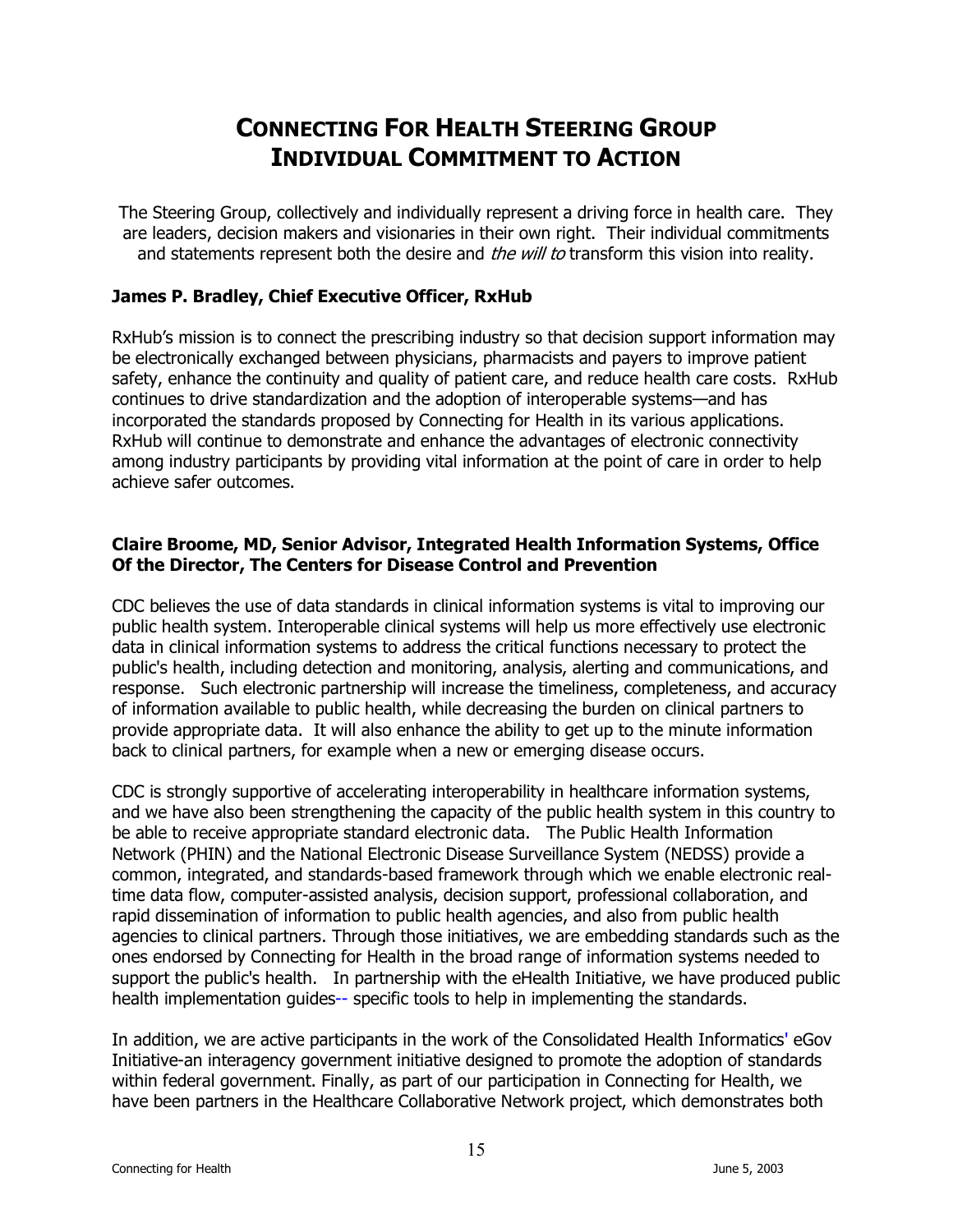# CONNECTING FOR HEALTH STEERING GROUP INDIVIDUAL COMMITMENT TO ACTION

The Steering Group, collectively and individually represent a driving force in health care. They are leaders, decision makers and visionaries in their own right. Their individual commitments and statements represent both the desire and *the will to* transform this vision into reality.

**James P. Bradley, Chief Executive Officer, RxHub**

RxHub's mission is to connect the prescribing industry so that decision support information may be electronically exchanged between physicians, pharmacists and payers to improve patient safety, enhance the continuity and quality of patient care, and reduce health care costs. RxHub continues to drive standardization and the adoption of interoperable systems—and has incorporated the standards proposed by Connecting for Health in its various applications. RxHub will continue to demonstrate and enhance the advantages of electronic connectivity among industry participants by providing vital information at the point of care in order to help achieve safer outcomes.

**Claire Broome, MD, Senior Advisor, Integrated Health Information Systems, Office Of the Director, The Centers for Disease Control and Prevention**

CDC believes the use of data standards in clinical information systems is vital to improving our public health system. Interoperable clinical systems will help us more effectively use electronic data in clinical information systems to address the critical functions necessary to protect the public's health, including detection and monitoring, analysis, alerting and communications, and response. Such electronic partnership will increase the timeliness, completeness, and accuracy of information available to public health, while decreasing the burden on clinical partners to provide appropriate data. It will also enhance the ability to get up to the minute information back to clinical partners, for example when a new or emerging disease occurs.

CDC is strongly supportive of accelerating interoperability in healthcare information systems, and we have also been strengthening the capacity of the public health system in this country to be able to receive appropriate standard electronic data. The Public Health Information Network (PHIN) and the National Electronic Disease Surveillance System (NEDSS) provide a common, integrated, and standards-based framework through which we enable electronic real-time data flow, computer-assisted analysis, decision support, professional collaboration, and rapid dissemination of information to public health agencies, and also from public health agencies to clinical partners. Through those initiatives, we are embedding standards such as the ones endorsed by Connecting for Health in the broad range of information systems needed to support the public's health. In partnership with the eHealth Initiative, we have produced public health implementation guides-- specific tools to help in implementing the standards.

In addition, we are active participants in the work of the Consolidated Health Informatics' eGov Initiative-an interagency government initiative designed to promote the adoption of standards within federal government. Finally, as part of our participation in Connecting for Health, we have been partners in the Healthcare Collaborative Network project, which demonstrates both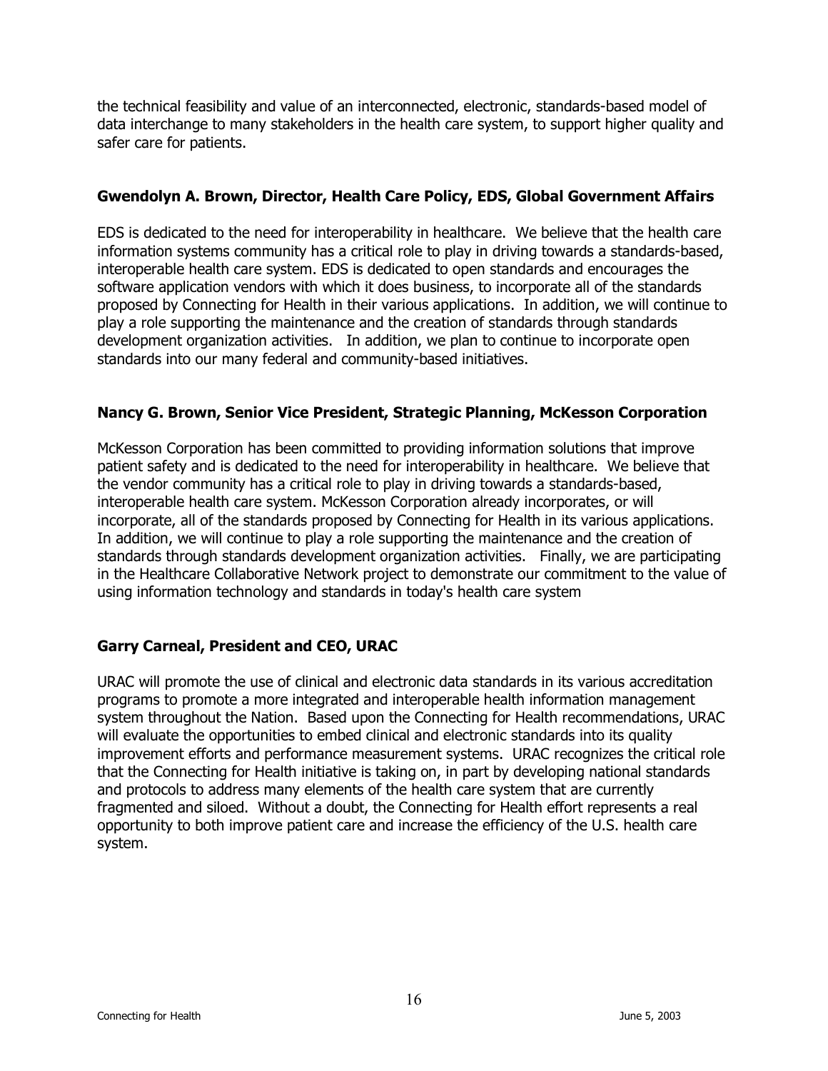the technical feasibility and value of an interconnected, electronic, standards-based model of data interchange to many stakeholders in the health care system, to support higher quality and safer care for patients.

**Gwendolyn A. Brown, Director, Health Care Policy, EDS, Global Government Affairs**

EDS is dedicated to the need for interoperability in healthcare. We believe that the health care information systems community has a critical role to play in driving towards a standards-based, interoperable health care system. EDS is dedicated to open standards and encourages the software application vendors with which it does business, to incorporate all of the standards proposed by Connecting for Health in their various applications. In addition, we will continue to play a role supporting the maintenance and the creation of standards through standards development organization activities. In addition, we plan to continue to incorporate open standards into our many federal and community-based initiatives.

**Nancy G. Brown, Senior Vice President, Strategic Planning, McKesson Corporation**

McKesson Corporation has been committed to providing information solutions that improve patient safety and is dedicated to the need for interoperability in healthcare. We believe that the vendor community has a critical role to play in driving towards a standards-based, interoperable health care system. McKesson Corporation already incorporates, or will incorporate, all of the standards proposed by Connecting for Health in its various applications. In addition, we will continue to play a role supporting the maintenance and the creation of standards through standards development organization activities. Finally, we are participating in the Healthcare Collaborative Network project to demonstrate our commitment to the value of using information technology and standards in today's health care system

**Garry Carneal, President and CEO, URAC**

URAC will promote the use of clinical and electronic data standards in its various accreditation programs to promote a more integrated and interoperable health information management system throughout the Nation. Based upon the Connecting for Health recommendations, URAC will evaluate the opportunities to embed clinical and electronic standards into its quality improvement efforts and performance measurement systems. URAC recognizes the critical role that the Connecting for Health initiative is taking on, in part by developing national standards and protocols to address many elements of the health care system that are currently fragmented and siloed. Without a doubt, the Connecting for Health effort represents a real opportunity to both improve patient care and increase the efficiency of the U.S. health care system.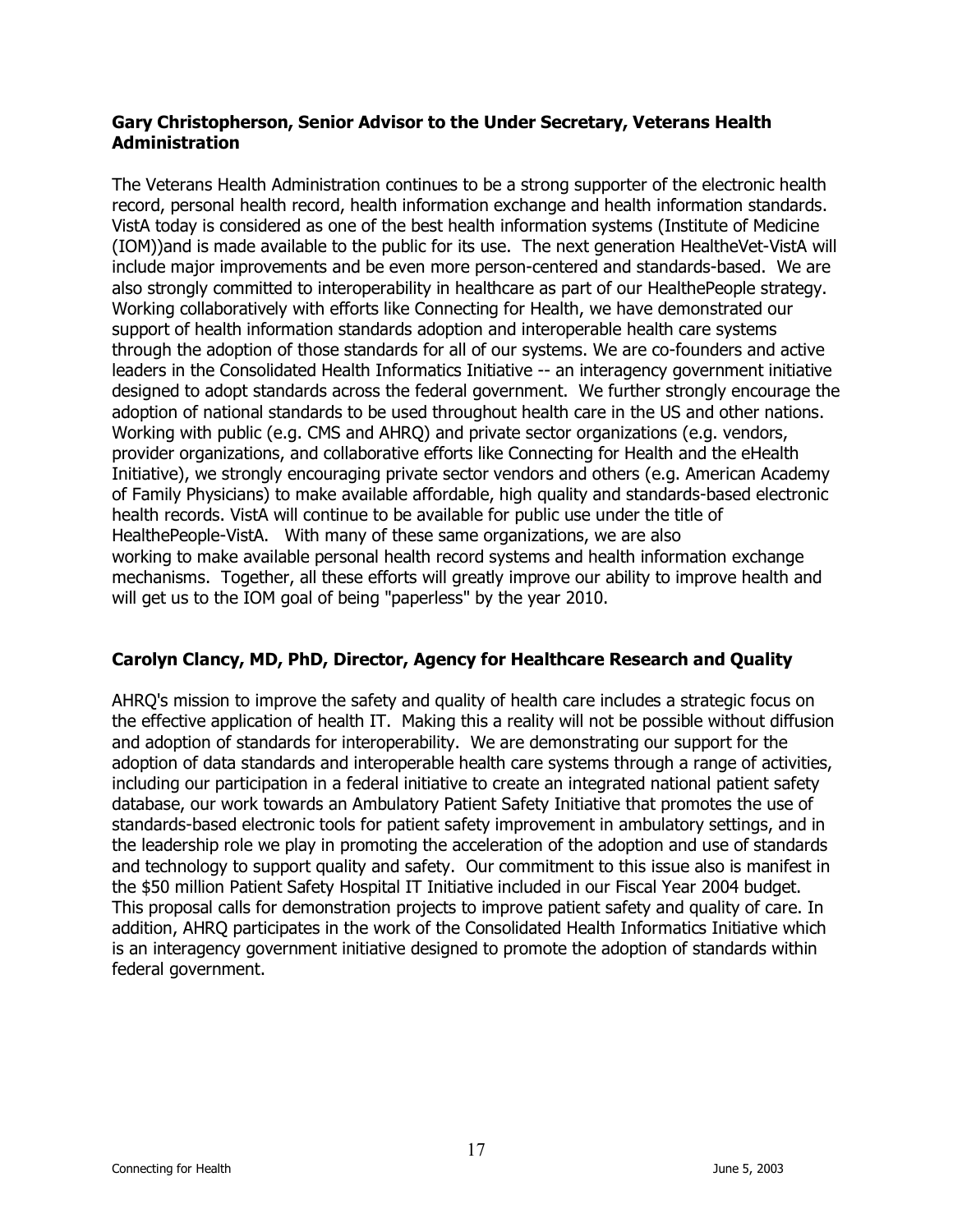**Gary Christopherson, Senior Advisor to the Under Secretary, Veterans Health Administration**

The Veterans Health Administration continues to be a strong supporter of the electronic health record, personal health record, health information exchange and health information standards. VistA today is considered as one of the best health information systems (Institute of Medicine (IOM))and is made available to the public for its use. The next generation HealtheVet-VistA will include major improvements and be even more person-centered and standards-based. We are also strongly committed to interoperability in healthcare as part of our HealthePeople strategy. Working collaboratively with efforts like Connecting for Health, we have demonstrated our support of health information standards adoption and interoperable health care systems through the adoption of those standards for all of our systems. We are co-founders and active leaders in the Consolidated Health Informatics Initiative -- an interagency government initiative designed to adopt standards across the federal government. We further strongly encourage the adoption of national standards to be used throughout health care in the US and other nations. Working with public (e.g. CMS and AHRQ) and private sector organizations (e.g. vendors, provider organizations, and collaborative efforts like Connecting for Health and the eHealth Initiative), we strongly encouraging private sector vendors and others (e.g. American Academy of Family Physicians) to make available affordable, high quality and standards-based electronic health records. VistA will continue to be available for public use under the title of HealthePeople-VistA. With many of these same organizations, we are also working to make available personal health record systems and health information exchange mechanisms. Together, all these efforts will greatly improve our ability to improve health and will get us to the IOM goal of being "paperless" by the year 2010.

**Carolyn Clancy, MD, PhD, Director, Agency for Healthcare Research and Quality**

AHRQ's mission to improve the safety and quality of health care includes a strategic focus on the effective application of health IT. Making this a reality will not be possible without diffusion and adoption of standards for interoperability. We are demonstrating our support for the adoption of data standards and interoperable health care systems through a range of activities, including our participation in a federal initiative to create an integrated national patient safety database, our work towards an Ambulatory Patient Safety Initiative that promotes the use of standards-based electronic tools for patient safety improvement in ambulatory settings, and in the leadership role we play in promoting the acceleration of the adoption and use of standards and technology to support quality and safety. Our commitment to this issue also is manifest in the $50 million Patient Safety Hospital IT Initiative included in our Fiscal Year 2004 budget. This proposal calls for demonstration projects to improve patient safety and quality of care. In addition, AHRQ participates in the work of the Consolidated Health Informatics Initiative which is an interagency government initiative designed to promote the adoption of standards within federal government.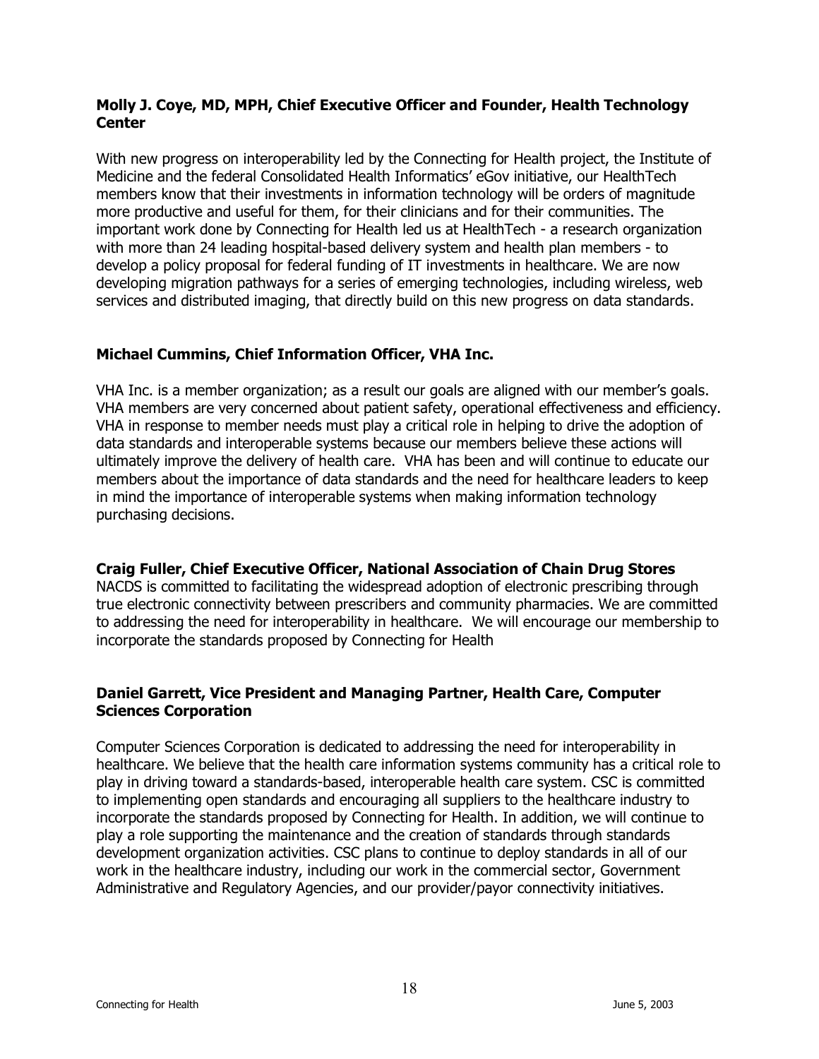**Molly J. Coye, MD, MPH, Chief Executive Officer and Founder, Health Technology Center**

With new progress on interoperability led by the Connecting for Health project, the Institute of Medicine and the federal Consolidated Health Informatics' eGov initiative, our HealthTech members know that their investments in information technology will be orders of magnitude more productive and useful for them, for their clinicians and for their communities. The important work done by Connecting for Health led us at HealthTech - a research organization with more than 24 leading hospital-based delivery system and health plan members - to develop a policy proposal for federal funding of IT investments in healthcare. We are now developing migration pathways for a series of emerging technologies, including wireless, web services and distributed imaging, that directly build on this new progress on data standards.

**Michael Cummins, Chief Information Officer, VHA Inc.**

VHA Inc. is a member organization; as a result our goals are aligned with our member's goals. VHA members are very concerned about patient safety, operational effectiveness and efficiency. VHA in response to member needs must play a critical role in helping to drive the adoption of data standards and interoperable systems because our members believe these actions will ultimately improve the delivery of health care. VHA has been and will continue to educate our members about the importance of data standards and the need for healthcare leaders to keep in mind the importance of interoperable systems when making information technology purchasing decisions.

**Craig Fuller, Chief Executive Officer, National Association of Chain Drug Stores**

NACDS is committed to facilitating the widespread adoption of electronic prescribing through true electronic connectivity between prescribers and community pharmacies. We are committed to addressing the need for interoperability in healthcare. We will encourage our membership to incorporate the standards proposed by Connecting for Health

**Daniel Garrett, Vice President and Managing Partner, Health Care, Computer Sciences Corporation**

Computer Sciences Corporation is dedicated to addressing the need for interoperability in healthcare. We believe that the health care information systems community has a critical role to play in driving toward a standards-based, interoperable health care system. CSC is committed to implementing open standards and encouraging all suppliers to the healthcare industry to incorporate the standards proposed by Connecting for Health. In addition, we will continue to play a role supporting the maintenance and the creation of standards through standards development organization activities. CSC plans to continue to deploy standards in all of our work in the healthcare industry, including our work in the commercial sector, Government Administrative and Regulatory Agencies, and our provider/payor connectivity initiatives.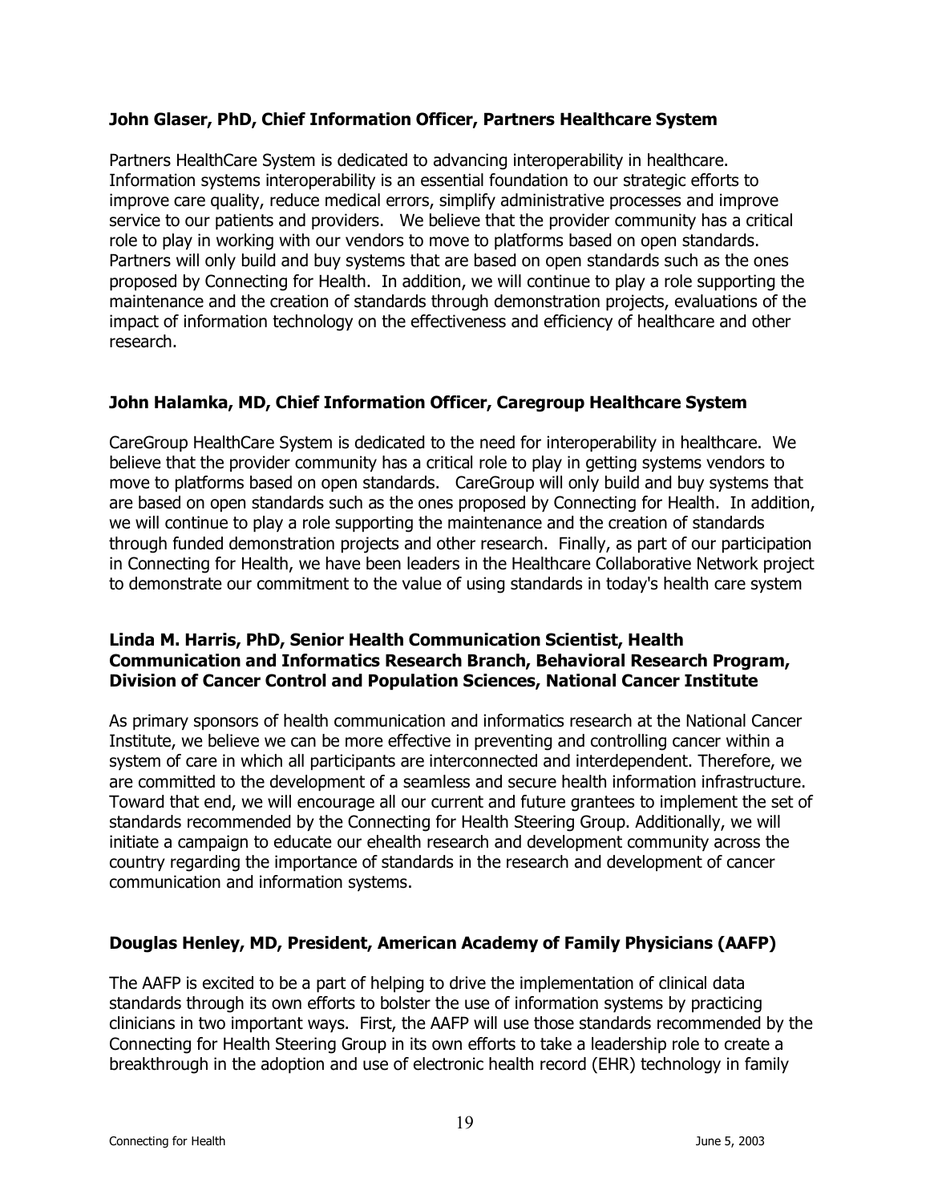**John Glaser, PhD, Chief Information Officer, Partners Healthcare System**

Partners HealthCare System is dedicated to advancing interoperability in healthcare. Information systems interoperability is an essential foundation to our strategic efforts to improve care quality, reduce medical errors, simplify administrative processes and improve service to our patients and providers. We believe that the provider community has a critical role to play in working with our vendors to move to platforms based on open standards. Partners will only build and buy systems that are based on open standards such as the ones proposed by Connecting for Health. In addition, we will continue to play a role supporting the maintenance and the creation of standards through demonstration projects, evaluations of the impact of information technology on the effectiveness and efficiency of healthcare and other research.

**John Halamka, MD, Chief Information Officer, Caregroup Healthcare System**

CareGroup HealthCare System is dedicated to the need for interoperability in healthcare. We believe that the provider community has a critical role to play in getting systems vendors to move to platforms based on open standards. CareGroup will only build and buy systems that are based on open standards such as the ones proposed by Connecting for Health. In addition, we will continue to play a role supporting the maintenance and the creation of standards through funded demonstration projects and other research. Finally, as part of our participation in Connecting for Health, we have been leaders in the Healthcare Collaborative Network project to demonstrate our commitment to the value of using standards in today's health care system

**Linda M. Harris, PhD, Senior Health Communication Scientist, Health Communication and Informatics Research Branch, Behavioral Research Program, Division of Cancer Control and Population Sciences, National Cancer Institute**

As primary sponsors of health communication and informatics research at the National Cancer Institute, we believe we can be more effective in preventing and controlling cancer within a system of care in which all participants are interconnected and interdependent. Therefore, we are committed to the development of a seamless and secure health information infrastructure. Toward that end, we will encourage all our current and future grantees to implement the set of standards recommended by the Connecting for Health Steering Group. Additionally, we will initiate a campaign to educate our ehealth research and development community across the country regarding the importance of standards in the research and development of cancer communication and information systems.

**Douglas Henley, MD, President, American Academy of Family Physicians (AAFP)**

The AAFP is excited to be a part of helping to drive the implementation of clinical data standards through its own efforts to bolster the use of information systems by practicing clinicians in two important ways. First, the AAFP will use those standards recommended by the Connecting for Health Steering Group in its own efforts to take a leadership role to create a breakthrough in the adoption and use of electronic health record (EHR) technology in family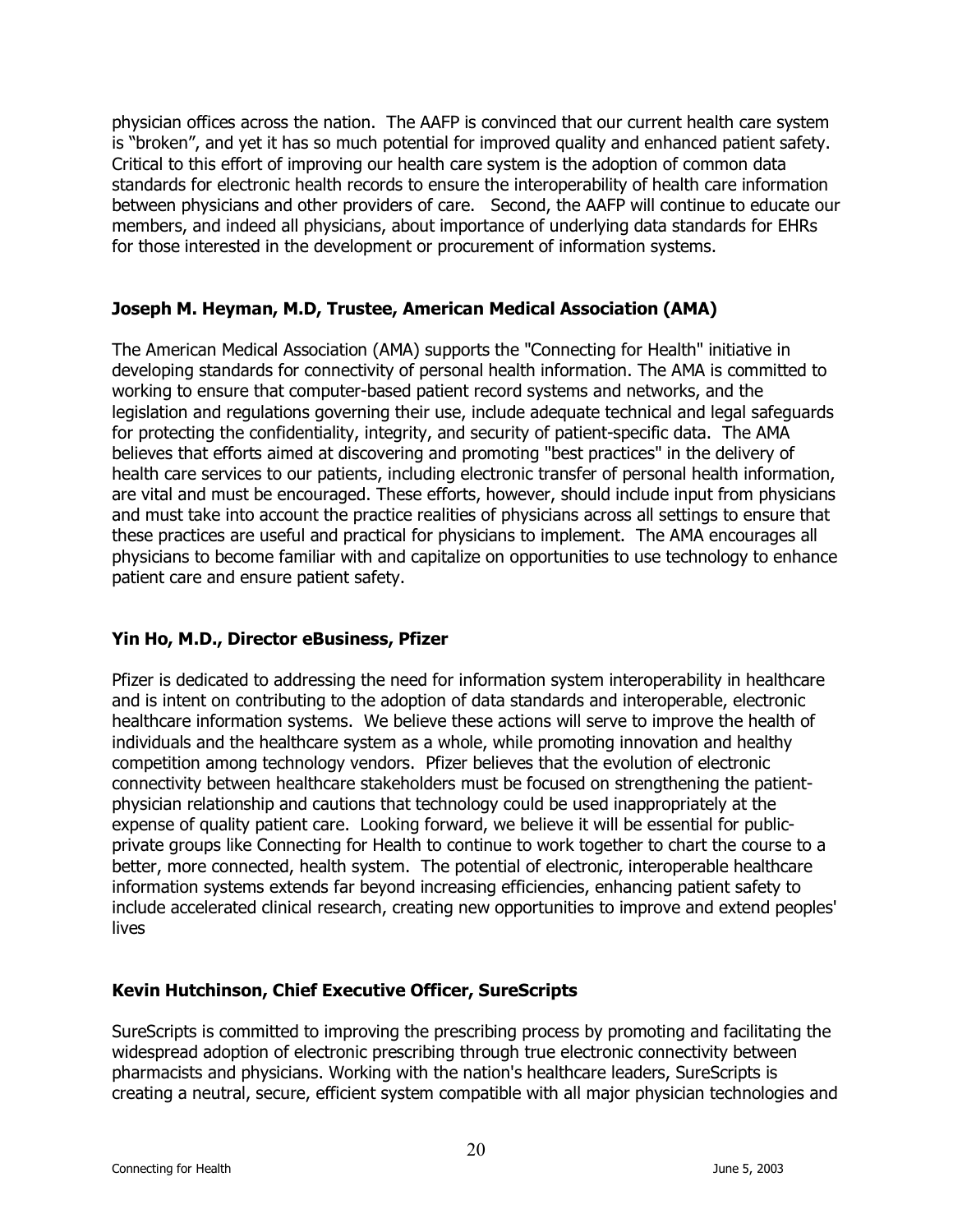physician offices across the nation. The AAFP is convinced that our current health care system is "broken", and yet it has so much potential for improved quality and enhanced patient safety. Critical to this effort of improving our health care system is the adoption of common data standards for electronic health records to ensure the interoperability of health care information between physicians and other providers of care. Second, the AAFP will continue to educate our members, and indeed all physicians, about importance of underlying data standards for EHRs for those interested in the development or procurement of information systems.

**Joseph M. Heyman, M.D, Trustee, American Medical Association (AMA)**

The American Medical Association (AMA) supports the "Connecting for Health" initiative in developing standards for connectivity of personal health information. The AMA is committed to working to ensure that computer-based patient record systems and networks, and the legislation and regulations governing their use, include adequate technical and legal safeguards for protecting the confidentiality, integrity, and security of patient-specific data. The AMA believes that efforts aimed at discovering and promoting "best practices" in the delivery of health care services to our patients, including electronic transfer of personal health information, are vital and must be encouraged. These efforts, however, should include input from physicians and must take into account the practice realities of physicians across all settings to ensure that these practices are useful and practical for physicians to implement. The AMA encourages all physicians to become familiar with and capitalize on opportunities to use technology to enhance patient care and ensure patient safety.

**Yin Ho, M.D., Director eBusiness, Pfizer**

Pfizer is dedicated to addressing the need for information system interoperability in healthcare and is intent on contributing to the adoption of data standards and interoperable, electronic healthcare information systems. We believe these actions will serve to improve the health of individuals and the healthcare system as a whole, while promoting innovation and healthy competition among technology vendors. Pfizer believes that the evolution of electronic connectivity between healthcare stakeholders must be focused on strengthening the patient-physician relationship and cautions that technology could be used inappropriately at the expense of quality patient care. Looking forward, we believe it will be essential for public-private groups like Connecting for Health to continue to work together to chart the course to a better, more connected, health system. The potential of electronic, interoperable healthcare information systems extends far beyond increasing efficiencies, enhancing patient safety to include accelerated clinical research, creating new opportunities to improve and extend peoples' lives

**Kevin Hutchinson, Chief Executive Officer, SureScripts**

SureScripts is committed to improving the prescribing process by promoting and facilitating the widespread adoption of electronic prescribing through true electronic connectivity between pharmacists and physicians. Working with the nation's healthcare leaders, SureScripts is creating a neutral, secure, efficient system compatible with all major physician technologies and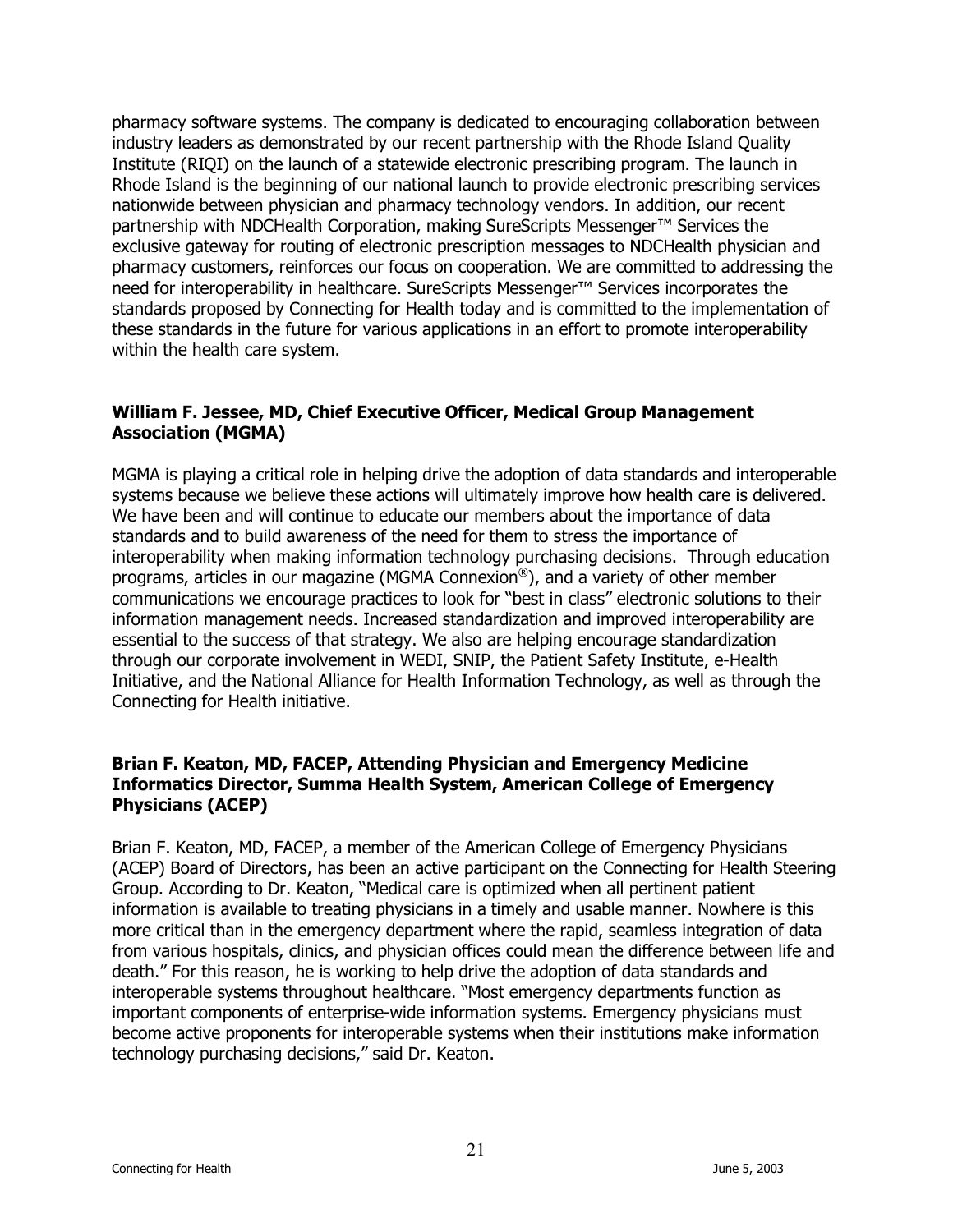pharmacy software systems. The company is dedicated to encouraging collaboration between industry leaders as demonstrated by our recent partnership with the Rhode Island Quality Institute (RIQI) on the launch of a statewide electronic prescribing program. The launch in Rhode Island is the beginning of our national launch to provide electronic prescribing services nationwide between physician and pharmacy technology vendors. In addition, our recent partnership with NDCHealth Corporation, making SureScripts Messenger™ Services the exclusive gateway for routing of electronic prescription messages to NDCHealth physician and pharmacy customers, reinforces our focus on cooperation. We are committed to addressing the need for interoperability in healthcare. SureScripts Messenger™ Services incorporates the standards proposed by Connecting for Health today and is committed to the implementation of these standards in the future for various applications in an effort to promote interoperability within the health care system.

**William F. Jessee, MD, Chief Executive Officer, Medical Group Management Association (MGMA)**

MGMA is playing a critical role in helping drive the adoption of data standards and interoperable systems because we believe these actions will ultimately improve how health care is delivered. We have been and will continue to educate our members about the importance of data standards and to build awareness of the need for them to stress the importance of interoperability when making information technology purchasing decisions. Through education programs, articles in our magazine (MGMA Connexion®), and a variety of other member communications we encourage practices to look for "best in class" electronic solutions to their information management needs. Increased standardization and improved interoperability are essential to the success of that strategy. We also are helping encourage standardization through our corporate involvement in WEDI, SNIP, the Patient Safety Institute, e-Health Initiative, and the National Alliance for Health Information Technology, as well as through the Connecting for Health initiative.

**Brian F. Keaton, MD, FACEP, Attending Physician and Emergency Medicine Informatics Director, Summa Health System, American College of Emergency Physicians (ACEP)**

Brian F. Keaton, MD, FACEP, a member of the American College of Emergency Physicians (ACEP) Board of Directors, has been an active participant on the Connecting for Health Steering Group. According to Dr. Keaton, "Medical care is optimized when all pertinent patient information is available to treating physicians in a timely and usable manner. Nowhere is this more critical than in the emergency department where the rapid, seamless integration of data from various hospitals, clinics, and physician offices could mean the difference between life and death." For this reason, he is working to help drive the adoption of data standards and interoperable systems throughout healthcare. "Most emergency departments function as important components of enterprise-wide information systems. Emergency physicians must become active proponents for interoperable systems when their institutions make information technology purchasing decisions," said Dr. Keaton.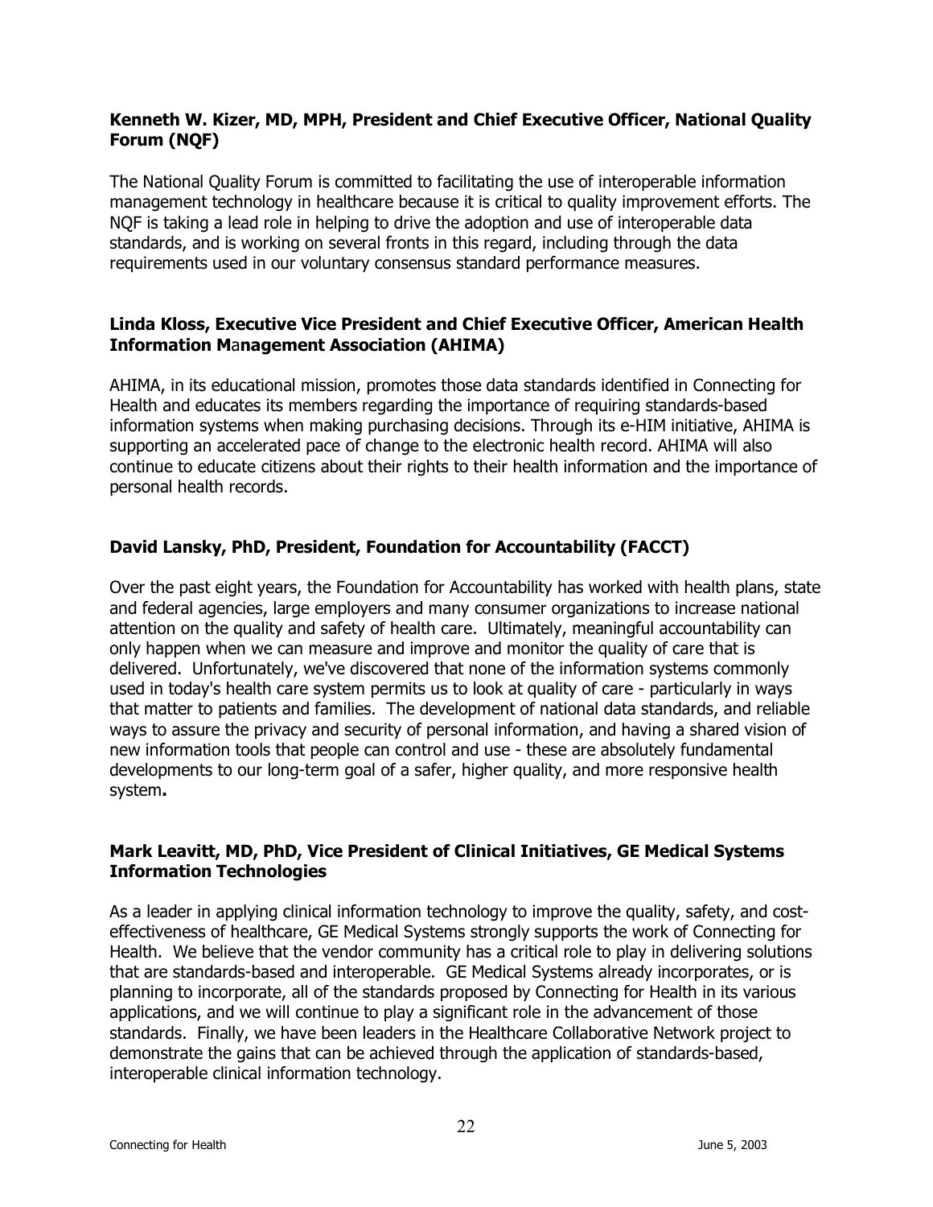**Kenneth W. Kizer, MD, MPH, President and Chief Executive Officer, National Quality Forum (NQF)**

The National Quality Forum is committed to facilitating the use of interoperable information management technology in healthcare because it is critical to quality improvement efforts. The NQF is taking a lead role in helping to drive the adoption and use of interoperable data standards, and is working on several fronts in this regard, including through the data requirements used in our voluntary consensus standard performance measures.

**Linda Kloss, Executive Vice President and Chief Executive Officer, American Health Information Management Association (AHIMA)**

AHIMA, in its educational mission, promotes those data standards identified in Connecting for Health and educates its members regarding the importance of requiring standards-based information systems when making purchasing decisions. Through its e-HIM initiative, AHIMA is supporting an accelerated pace of change to the electronic health record. AHIMA will also continue to educate citizens about their rights to their health information and the importance of personal health records.

**David Lansky, PhD, President, Foundation for Accountability (FACCT)**

Over the past eight years, the Foundation for Accountability has worked with health plans, state and federal agencies, large employers and many consumer organizations to increase national attention on the quality and safety of health care. Ultimately, meaningful accountability can only happen when we can measure and improve and monitor the quality of care that is delivered. Unfortunately, we've discovered that none of the information systems commonly used in today's health care system permits us to look at quality of care - particularly in ways that matter to patients and families. The development of national data standards, and reliable ways to assure the privacy and security of personal information, and having a shared vision of new information tools that people can control and use - these are absolutely fundamental developments to our long-term goal of a safer, higher quality, and more responsive health system**.**

**Mark Leavitt, MD, PhD, Vice President of Clinical Initiatives, GE Medical Systems Information Technologies**

As a leader in applying clinical information technology to improve the quality, safety, and cost-effectiveness of healthcare, GE Medical Systems strongly supports the work of Connecting for Health. We believe that the vendor community has a critical role to play in delivering solutions that are standards-based and interoperable. GE Medical Systems already incorporates, or is planning to incorporate, all of the standards proposed by Connecting for Health in its various applications, and we will continue to play a significant role in the advancement of those standards. Finally, we have been leaders in the Healthcare Collaborative Network project to demonstrate the gains that can be achieved through the application of standards-based, interoperable clinical information technology.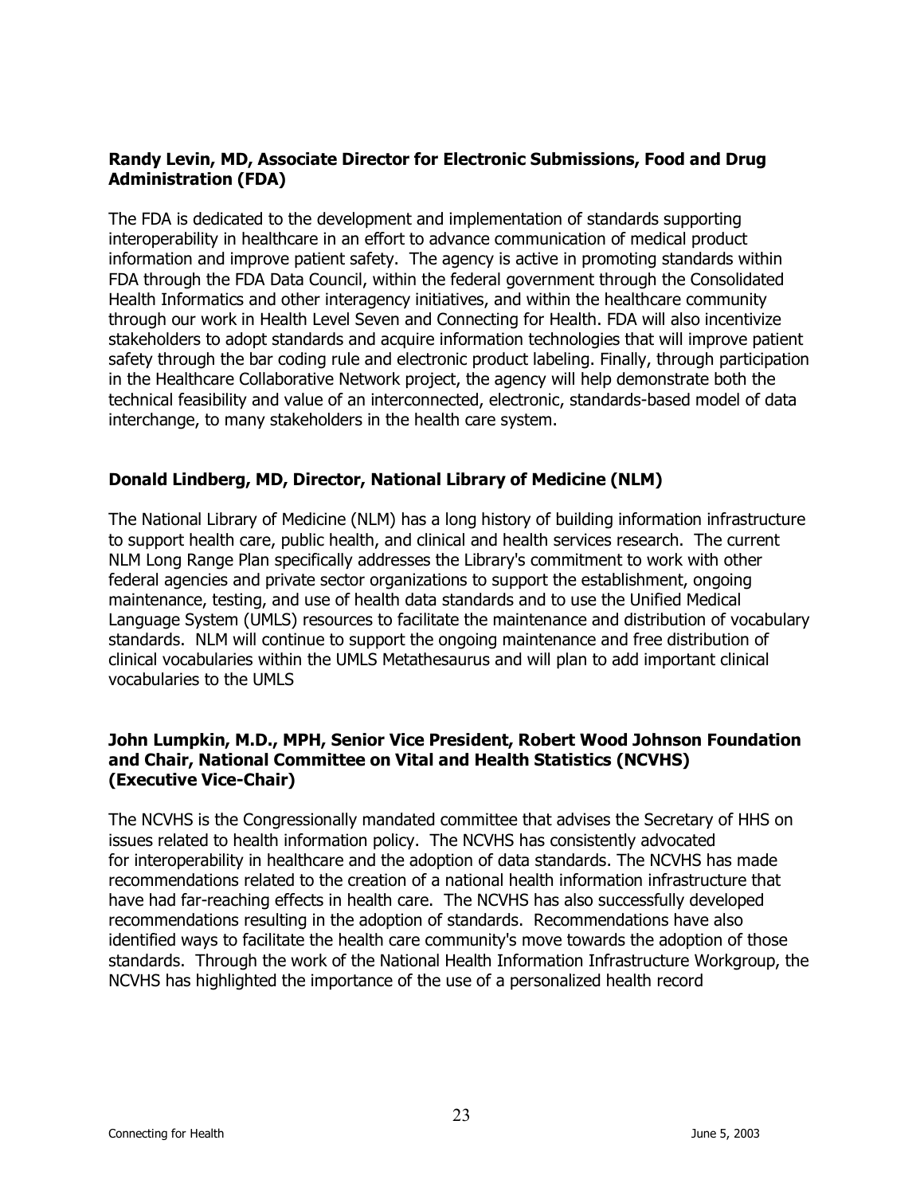**Randy Levin, MD, Associate Director for Electronic Submissions, Food and Drug Administration (FDA)**

The FDA is dedicated to the development and implementation of standards supporting interoperability in healthcare in an effort to advance communication of medical product information and improve patient safety. The agency is active in promoting standards within FDA through the FDA Data Council, within the federal government through the Consolidated Health Informatics and other interagency initiatives, and within the healthcare community through our work in Health Level Seven and Connecting for Health. FDA will also incentivize stakeholders to adopt standards and acquire information technologies that will improve patient safety through the bar coding rule and electronic product labeling. Finally, through participation in the Healthcare Collaborative Network project, the agency will help demonstrate both the technical feasibility and value of an interconnected, electronic, standards-based model of data interchange, to many stakeholders in the health care system.

**Donald Lindberg, MD, Director, National Library of Medicine (NLM)**

The National Library of Medicine (NLM) has a long history of building information infrastructure to support health care, public health, and clinical and health services research. The current NLM Long Range Plan specifically addresses the Library's commitment to work with other federal agencies and private sector organizations to support the establishment, ongoing maintenance, testing, and use of health data standards and to use the Unified Medical Language System (UMLS) resources to facilitate the maintenance and distribution of vocabulary standards. NLM will continue to support the ongoing maintenance and free distribution of clinical vocabularies within the UMLS Metathesaurus and will plan to add important clinical vocabularies to the UMLS

**John Lumpkin, M.D., MPH, Senior Vice President, Robert Wood Johnson Foundation and Chair, National Committee on Vital and Health Statistics (NCVHS) (Executive Vice-Chair)**

The NCVHS is the Congressionally mandated committee that advises the Secretary of HHS on issues related to health information policy. The NCVHS has consistently advocated for interoperability in healthcare and the adoption of data standards. The NCVHS has made recommendations related to the creation of a national health information infrastructure that have had far-reaching effects in health care. The NCVHS has also successfully developed recommendations resulting in the adoption of standards. Recommendations have also identified ways to facilitate the health care community's move towards the adoption of those standards. Through the work of the National Health Information Infrastructure Workgroup, the NCVHS has highlighted the importance of the use of a personalized health record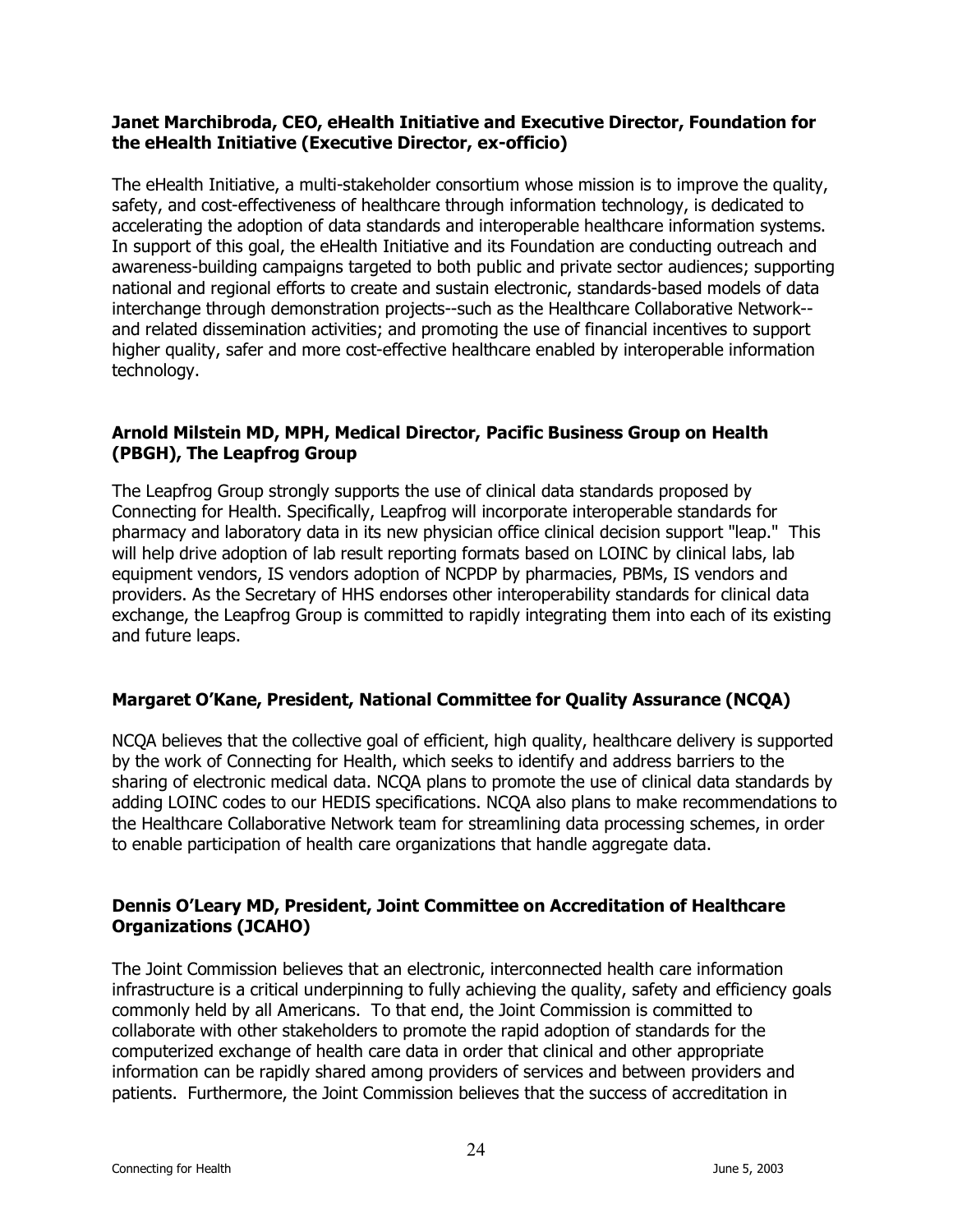**Janet Marchibroda, CEO, eHealth Initiative and Executive Director, Foundation for the eHealth Initiative (Executive Director, ex-officio)**

The eHealth Initiative, a multi-stakeholder consortium whose mission is to improve the quality, safety, and cost-effectiveness of healthcare through information technology, is dedicated to accelerating the adoption of data standards and interoperable healthcare information systems. In support of this goal, the eHealth Initiative and its Foundation are conducting outreach and awareness-building campaigns targeted to both public and private sector audiences; supporting national and regional efforts to create and sustain electronic, standards-based models of data interchange through demonstration projects--such as the Healthcare Collaborative Network--and related dissemination activities; and promoting the use of financial incentives to support higher quality, safer and more cost-effective healthcare enabled by interoperable information technology.

**Arnold Milstein MD, MPH, Medical Director, Pacific Business Group on Health (PBGH), The Leapfrog Group**

The Leapfrog Group strongly supports the use of clinical data standards proposed by Connecting for Health. Specifically, Leapfrog will incorporate interoperable standards for pharmacy and laboratory data in its new physician office clinical decision support "leap." This will help drive adoption of lab result reporting formats based on LOINC by clinical labs, lab equipment vendors, IS vendors adoption of NCPDP by pharmacies, PBMs, IS vendors and providers. As the Secretary of HHS endorses other interoperability standards for clinical data exchange, the Leapfrog Group is committed to rapidly integrating them into each of its existing and future leaps.

**Margaret O'Kane, President, National Committee for Quality Assurance (NCQA)**

NCQA believes that the collective goal of efficient, high quality, healthcare delivery is supported by the work of Connecting for Health, which seeks to identify and address barriers to the sharing of electronic medical data. NCQA plans to promote the use of clinical data standards by adding LOINC codes to our HEDIS specifications. NCQA also plans to make recommendations to the Healthcare Collaborative Network team for streamlining data processing schemes, in order to enable participation of health care organizations that handle aggregate data.

**Dennis O'Leary MD, President, Joint Committee on Accreditation of Healthcare Organizations (JCAHO)**

The Joint Commission believes that an electronic, interconnected health care information infrastructure is a critical underpinning to fully achieving the quality, safety and efficiency goals commonly held by all Americans. To that end, the Joint Commission is committed to collaborate with other stakeholders to promote the rapid adoption of standards for the computerized exchange of health care data in order that clinical and other appropriate information can be rapidly shared among providers of services and between providers and patients. Furthermore, the Joint Commission believes that the success of accreditation in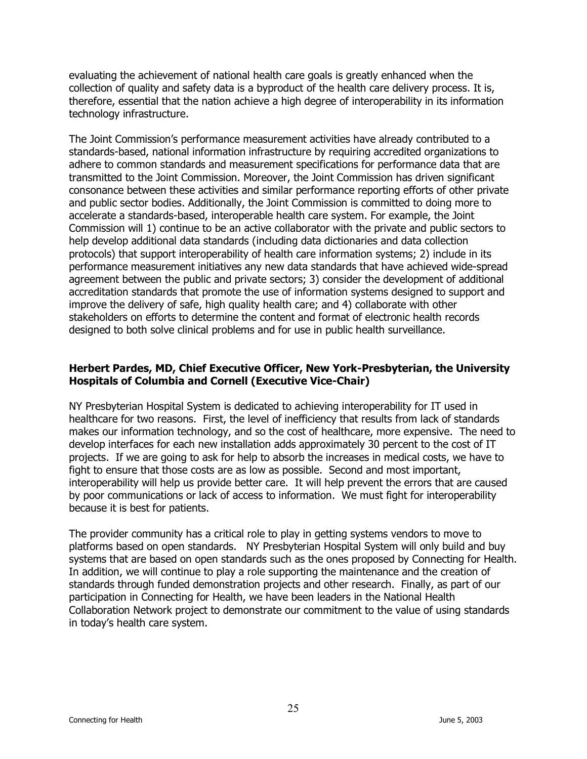evaluating the achievement of national health care goals is greatly enhanced when the collection of quality and safety data is a byproduct of the health care delivery process. It is, therefore, essential that the nation achieve a high degree of interoperability in its information technology infrastructure.

The Joint Commission's performance measurement activities have already contributed to a standards-based, national information infrastructure by requiring accredited organizations to adhere to common standards and measurement specifications for performance data that are transmitted to the Joint Commission. Moreover, the Joint Commission has driven significant consonance between these activities and similar performance reporting efforts of other private and public sector bodies. Additionally, the Joint Commission is committed to doing more to accelerate a standards-based, interoperable health care system. For example, the Joint Commission will 1) continue to be an active collaborator with the private and public sectors to help develop additional data standards (including data dictionaries and data collection protocols) that support interoperability of health care information systems; 2) include in its performance measurement initiatives any new data standards that have achieved wide-spread agreement between the public and private sectors; 3) consider the development of additional accreditation standards that promote the use of information systems designed to support and improve the delivery of safe, high quality health care; and 4) collaborate with other stakeholders on efforts to determine the content and format of electronic health records designed to both solve clinical problems and for use in public health surveillance.

**Herbert Pardes, MD, Chief Executive Officer, New York-Presbyterian, the University Hospitals of Columbia and Cornell (Executive Vice-Chair)**

NY Presbyterian Hospital System is dedicated to achieving interoperability for IT used in healthcare for two reasons. First, the level of inefficiency that results from lack of standards makes our information technology, and so the cost of healthcare, more expensive. The need to develop interfaces for each new installation adds approximately 30 percent to the cost of IT projects. If we are going to ask for help to absorb the increases in medical costs, we have to fight to ensure that those costs are as low as possible. Second and most important, interoperability will help us provide better care. It will help prevent the errors that are caused by poor communications or lack of access to information. We must fight for interoperability because it is best for patients.

The provider community has a critical role to play in getting systems vendors to move to platforms based on open standards. NY Presbyterian Hospital System will only build and buy systems that are based on open standards such as the ones proposed by Connecting for Health. In addition, we will continue to play a role supporting the maintenance and the creation of standards through funded demonstration projects and other research. Finally, as part of our participation in Connecting for Health, we have been leaders in the National Health Collaboration Network project to demonstrate our commitment to the value of using standards in today's health care system.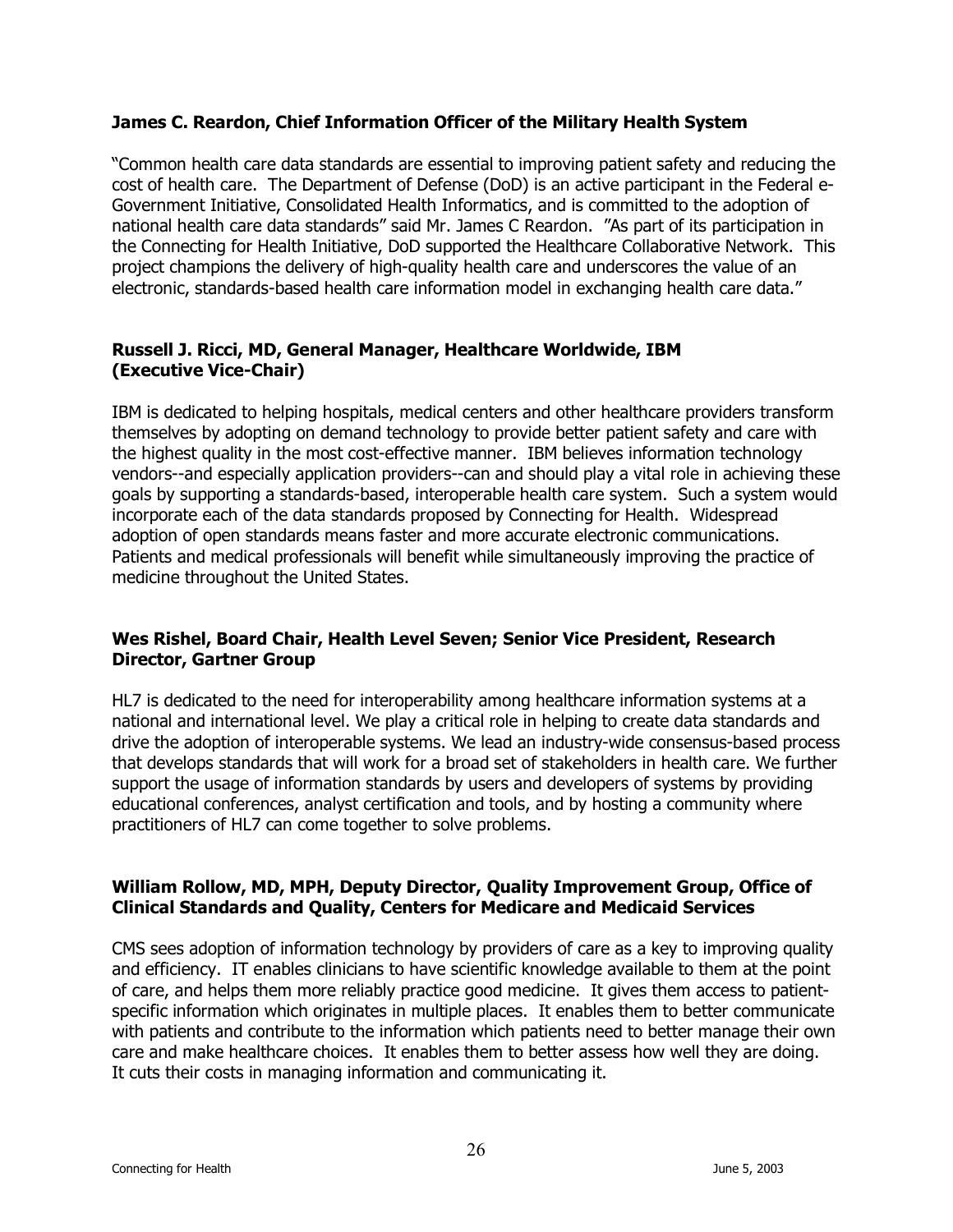### James C. Reardon, Chief Information Officer of the Military Health System

"Common health care data standards are essential to improving patient safety and reducing the cost of health care. The Department of Defense (DoD) is an active participant in the Federal e-Government Initiative, Consolidated Health Informatics, and is committed to the adoption of national health care data standards" said Mr. James C Reardon. "As part of its participation in the Connecting for Health Initiative, DoD supported the Healthcare Collaborative Network. This project champions the delivery of high-quality health care and underscores the value of an electronic, standards-based health care information model in exchanging health care data."

### Russell J. Ricci, MD, General Manager, Healthcare Worldwide, IBM (Executive Vice-Chair)

IBM is dedicated to helping hospitals, medical centers and other healthcare providers transform themselves by adopting on demand technology to provide better patient safety and care with the highest quality in the most cost-effective manner. IBM believes information technology vendors--and especially application providers--can and should play a vital role in achieving these goals by supporting a standards-based, interoperable health care system. Such a system would incorporate each of the data standards proposed by Connecting for Health. Widespread adoption of open standards means faster and more accurate electronic communications. Patients and medical professionals will benefit while simultaneously improving the practice of medicine throughout the United States.

### Wes Rishel, Board Chair, Health Level Seven; Senior Vice President, Research Director, Gartner Group

HL7 is dedicated to the need for interoperability among healthcare information systems at a national and international level. We play a critical role in helping to create data standards and drive the adoption of interoperable systems. We lead an industry-wide consensus-based process that develops standards that will work for a broad set of stakeholders in health care. We further support the usage of information standards by users and developers of systems by providing educational conferences, analyst certification and tools, and by hosting a community where practitioners of HL7 can come together to solve problems.

### William Rollow, MD, MPH, Deputy Director, Quality Improvement Group, Office of Clinical Standards and Quality, Centers for Medicare and Medicaid Services

CMS sees adoption of information technology by providers of care as a key to improving quality and efficiency. IT enables clinicians to have scientific knowledge available to them at the point of care, and helps them more reliably practice good medicine. It gives them access to patient-specific information which originates in multiple places. It enables them to better communicate with patients and contribute to the information which patients need to better manage their own care and make healthcare choices. It enables them to better assess how well they are doing. It cuts their costs in managing information and communicating it.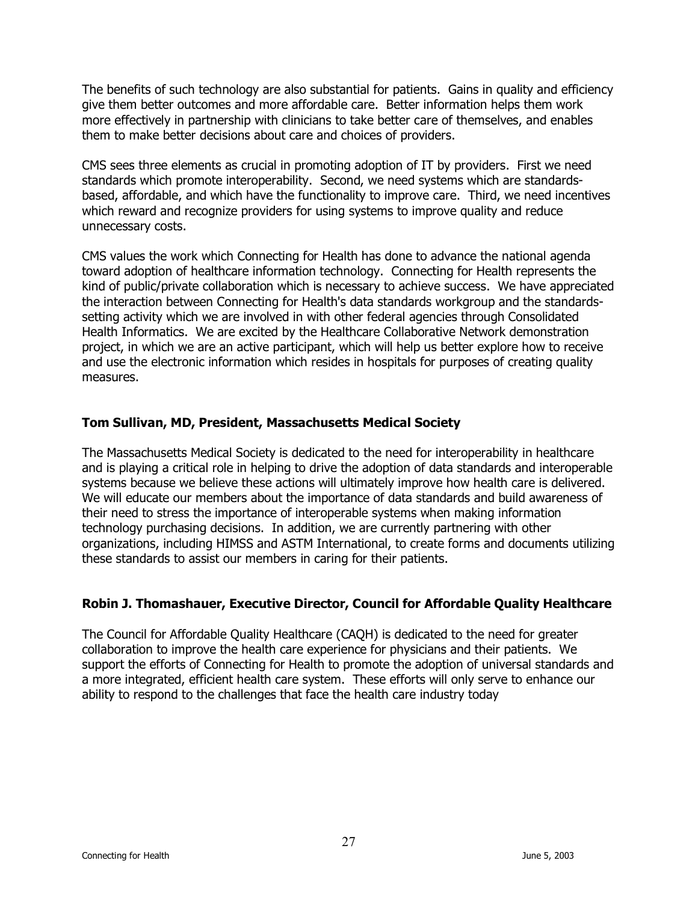The benefits of such technology are also substantial for patients. Gains in quality and efficiency give them better outcomes and more affordable care. Better information helps them work more effectively in partnership with clinicians to take better care of themselves, and enables them to make better decisions about care and choices of providers.

CMS sees three elements as crucial in promoting adoption of IT by providers. First we need standards which promote interoperability. Second, we need systems which are standards-based, affordable, and which have the functionality to improve care. Third, we need incentives which reward and recognize providers for using systems to improve quality and reduce unnecessary costs.

CMS values the work which Connecting for Health has done to advance the national agenda toward adoption of healthcare information technology. Connecting for Health represents the kind of public/private collaboration which is necessary to achieve success. We have appreciated the interaction between Connecting for Health's data standards workgroup and the standards-setting activity which we are involved in with other federal agencies through Consolidated Health Informatics. We are excited by the Healthcare Collaborative Network demonstration project, in which we are an active participant, which will help us better explore how to receive and use the electronic information which resides in hospitals for purposes of creating quality measures.

**Tom Sullivan, MD, President, Massachusetts Medical Society**

The Massachusetts Medical Society is dedicated to the need for interoperability in healthcare and is playing a critical role in helping to drive the adoption of data standards and interoperable systems because we believe these actions will ultimately improve how health care is delivered. We will educate our members about the importance of data standards and build awareness of their need to stress the importance of interoperable systems when making information technology purchasing decisions. In addition, we are currently partnering with other organizations, including HIMSS and ASTM International, to create forms and documents utilizing these standards to assist our members in caring for their patients.

**Robin J. Thomashauer, Executive Director, Council for Affordable Quality Healthcare**

The Council for Affordable Quality Healthcare (CAQH) is dedicated to the need for greater collaboration to improve the health care experience for physicians and their patients. We support the efforts of Connecting for Health to promote the adoption of universal standards and a more integrated, efficient health care system. These efforts will only serve to enhance our ability to respond to the challenges that face the health care industry today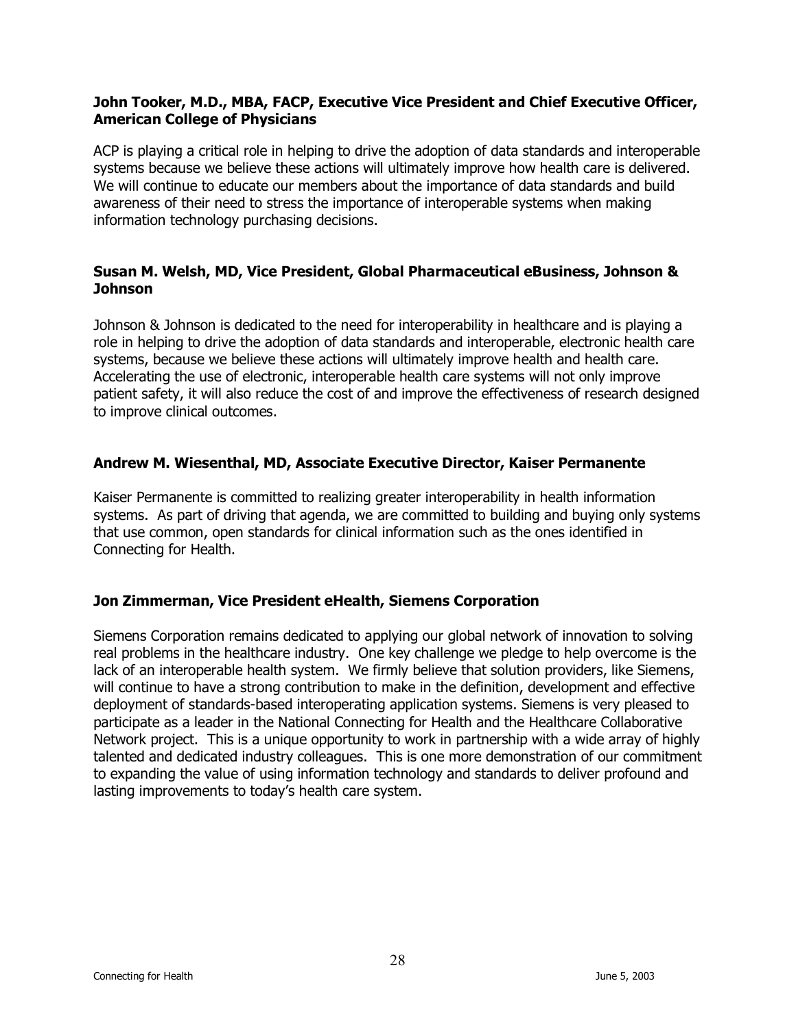**John Tooker, M.D., MBA, FACP, Executive Vice President and Chief Executive Officer, American College of Physicians**

ACP is playing a critical role in helping to drive the adoption of data standards and interoperable systems because we believe these actions will ultimately improve how health care is delivered. We will continue to educate our members about the importance of data standards and build awareness of their need to stress the importance of interoperable systems when making information technology purchasing decisions.

**Susan M. Welsh, MD, Vice President, Global Pharmaceutical eBusiness, Johnson & Johnson**

Johnson & Johnson is dedicated to the need for interoperability in healthcare and is playing a role in helping to drive the adoption of data standards and interoperable, electronic health care systems, because we believe these actions will ultimately improve health and health care. Accelerating the use of electronic, interoperable health care systems will not only improve patient safety, it will also reduce the cost of and improve the effectiveness of research designed to improve clinical outcomes.

**Andrew M. Wiesenthal, MD, Associate Executive Director, Kaiser Permanente**

Kaiser Permanente is committed to realizing greater interoperability in health information systems. As part of driving that agenda, we are committed to building and buying only systems that use common, open standards for clinical information such as the ones identified in Connecting for Health.

**Jon Zimmerman, Vice President eHealth, Siemens Corporation**

Siemens Corporation remains dedicated to applying our global network of innovation to solving real problems in the healthcare industry. One key challenge we pledge to help overcome is the lack of an interoperable health system. We firmly believe that solution providers, like Siemens, will continue to have a strong contribution to make in the definition, development and effective deployment of standards-based interoperating application systems. Siemens is very pleased to participate as a leader in the National Connecting for Health and the Healthcare Collaborative Network project. This is a unique opportunity to work in partnership with a wide array of highly talented and dedicated industry colleagues. This is one more demonstration of our commitment to expanding the value of using information technology and standards to deliver profound and lasting improvements to today's health care system.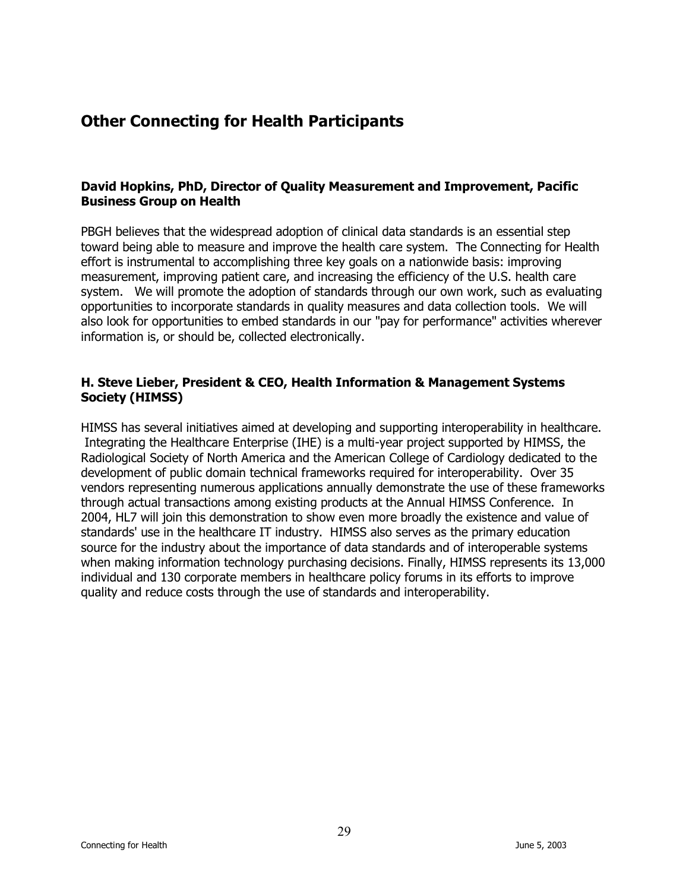## Other Connecting for Health Participants

### David Hopkins, PhD, Director of Quality Measurement and Improvement, Pacific Business Group on Health

PBGH believes that the widespread adoption of clinical data standards is an essential step toward being able to measure and improve the health care system. The Connecting for Health effort is instrumental to accomplishing three key goals on a nationwide basis: improving measurement, improving patient care, and increasing the efficiency of the U.S. health care system. We will promote the adoption of standards through our own work, such as evaluating opportunities to incorporate standards in quality measures and data collection tools. We will also look for opportunities to embed standards in our "pay for performance" activities wherever information is, or should be, collected electronically.

### H. Steve Lieber, President & CEO, Health Information & Management Systems Society (HIMSS)

HIMSS has several initiatives aimed at developing and supporting interoperability in healthcare. Integrating the Healthcare Enterprise (IHE) is a multi-year project supported by HIMSS, the Radiological Society of North America and the American College of Cardiology dedicated to the development of public domain technical frameworks required for interoperability. Over 35 vendors representing numerous applications annually demonstrate the use of these frameworks through actual transactions among existing products at the Annual HIMSS Conference. In 2004, HL7 will join this demonstration to show even more broadly the existence and value of standards' use in the healthcare IT industry. HIMSS also serves as the primary education source for the industry about the importance of data standards and of interoperable systems when making information technology purchasing decisions. Finally, HIMSS represents its 13,000 individual and 130 corporate members in healthcare policy forums in its efforts to improve quality and reduce costs through the use of standards and interoperability.